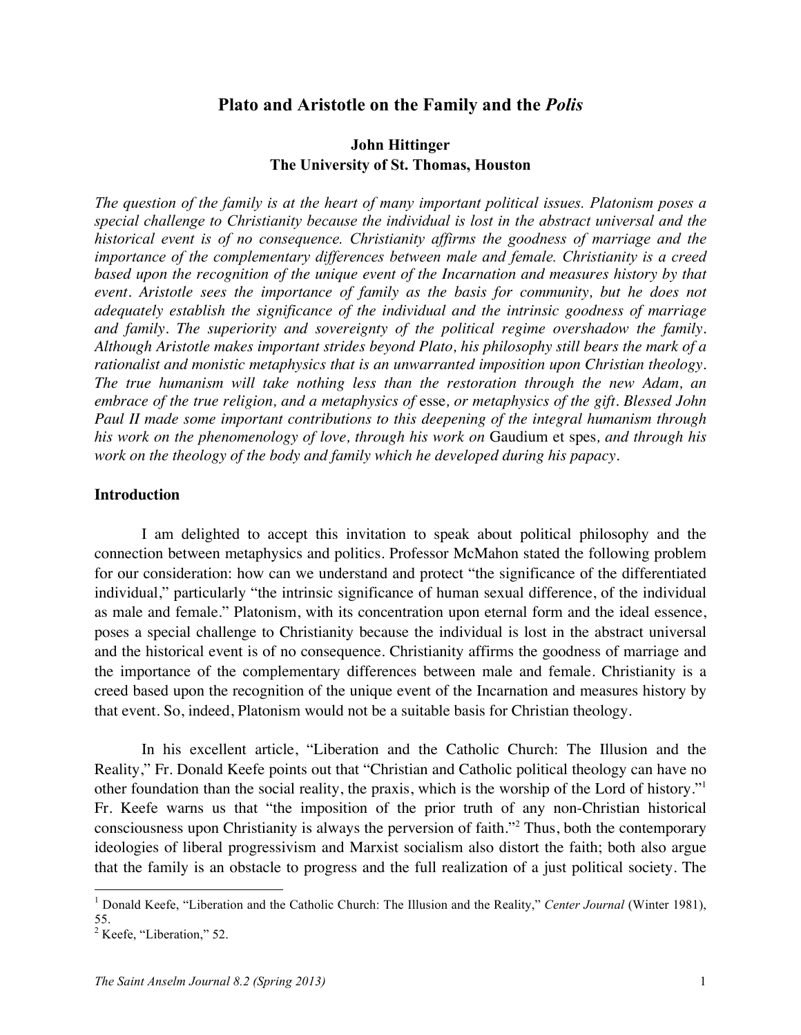# Plato and Aristotle on the Family and the *Polis*

**John Hittinger**
**The University of St. Thomas, Houston**

*The question of the family is at the heart of many important political issues. Platonism poses a special challenge to Christianity because the individual is lost in the abstract universal and the historical event is of no consequence. Christianity affirms the goodness of marriage and the importance of the complementary differences between male and female. Christianity is a creed based upon the recognition of the unique event of the Incarnation and measures history by that event. Aristotle sees the importance of family as the basis for community, but he does not adequately establish the significance of the individual and the intrinsic goodness of marriage and family. The superiority and sovereignty of the political regime overshadow the family. Although Aristotle makes important strides beyond Plato, his philosophy still bears the mark of a rationalist and monistic metaphysics that is an unwarranted imposition upon Christian theology. The true humanism will take nothing less than the restoration through the new Adam, an embrace of the true religion, and a metaphysics of* esse*, or metaphysics of the gift. Blessed John Paul II made some important contributions to this deepening of the integral humanism through his work on the phenomenology of love, through his work on* Gaudium et spes*, and through his work on the theology of the body and family which he developed during his papacy.*

## Introduction

I am delighted to accept this invitation to speak about political philosophy and the connection between metaphysics and politics. Professor McMahon stated the following problem for our consideration: how can we understand and protect "the significance of the differentiated individual," particularly "the intrinsic significance of human sexual difference, of the individual as male and female." Platonism, with its concentration upon eternal form and the ideal essence, poses a special challenge to Christianity because the individual is lost in the abstract universal and the historical event is of no consequence. Christianity affirms the goodness of marriage and the importance of the complementary differences between male and female. Christianity is a creed based upon the recognition of the unique event of the Incarnation and measures history by that event. So, indeed, Platonism would not be a suitable basis for Christian theology.

In his excellent article, "Liberation and the Catholic Church: The Illusion and the Reality," Fr. Donald Keefe points out that "Christian and Catholic political theology can have no other foundation than the social reality, the praxis, which is the worship of the Lord of history."[1] Fr. Keefe warns us that "the imposition of the prior truth of any non-Christian historical consciousness upon Christianity is always the perversion of faith."[2] Thus, both the contemporary ideologies of liberal progressivism and Marxist socialism also distort the faith; both also argue that the family is an obstacle to progress and the full realization of a just political society. The

[1] Donald Keefe, "Liberation and the Catholic Church: The Illusion and the Reality," *Center Journal* (Winter 1981), 55.

[2] Keefe, "Liberation," 52.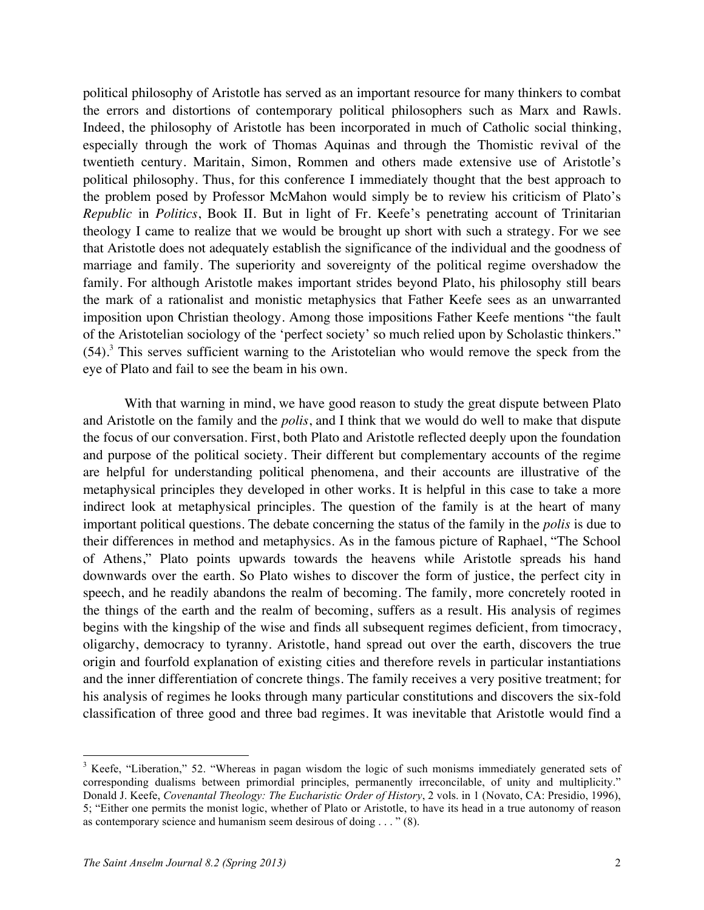political philosophy of Aristotle has served as an important resource for many thinkers to combat the errors and distortions of contemporary political philosophers such as Marx and Rawls. Indeed, the philosophy of Aristotle has been incorporated in much of Catholic social thinking, especially through the work of Thomas Aquinas and through the Thomistic revival of the twentieth century. Maritain, Simon, Rommen and others made extensive use of Aristotle's political philosophy. Thus, for this conference I immediately thought that the best approach to the problem posed by Professor McMahon would simply be to review his criticism of Plato's *Republic* in *Politics*, Book II. But in light of Fr. Keefe's penetrating account of Trinitarian theology I came to realize that we would be brought up short with such a strategy. For we see that Aristotle does not adequately establish the significance of the individual and the goodness of marriage and family. The superiority and sovereignty of the political regime overshadow the family. For although Aristotle makes important strides beyond Plato, his philosophy still bears the mark of a rationalist and monistic metaphysics that Father Keefe sees as an unwarranted imposition upon Christian theology. Among those impositions Father Keefe mentions "the fault of the Aristotelian sociology of the 'perfect society' so much relied upon by Scholastic thinkers." (54).[3] This serves sufficient warning to the Aristotelian who would remove the speck from the eye of Plato and fail to see the beam in his own.

With that warning in mind, we have good reason to study the great dispute between Plato and Aristotle on the family and the *polis*, and I think that we would do well to make that dispute the focus of our conversation. First, both Plato and Aristotle reflected deeply upon the foundation and purpose of the political society. Their different but complementary accounts of the regime are helpful for understanding political phenomena, and their accounts are illustrative of the metaphysical principles they developed in other works. It is helpful in this case to take a more indirect look at metaphysical principles. The question of the family is at the heart of many important political questions. The debate concerning the status of the family in the *polis* is due to their differences in method and metaphysics. As in the famous picture of Raphael, "The School of Athens," Plato points upwards towards the heavens while Aristotle spreads his hand downwards over the earth. So Plato wishes to discover the form of justice, the perfect city in speech, and he readily abandons the realm of becoming. The family, more concretely rooted in the things of the earth and the realm of becoming, suffers as a result. His analysis of regimes begins with the kingship of the wise and finds all subsequent regimes deficient, from timocracy, oligarchy, democracy to tyranny. Aristotle, hand spread out over the earth, discovers the true origin and fourfold explanation of existing cities and therefore revels in particular instantiations and the inner differentiation of concrete things. The family receives a very positive treatment; for his analysis of regimes he looks through many particular constitutions and discovers the six-fold classification of three good and three bad regimes. It was inevitable that Aristotle would find a

---

[3] Keefe, "Liberation," 52. "Whereas in pagan wisdom the logic of such monisms immediately generated sets of corresponding dualisms between primordial principles, permanently irreconcilable, of unity and multiplicity." Donald J. Keefe, *Covenantal Theology: The Eucharistic Order of History*, 2 vols. in 1 (Novato, CA: Presidio, 1996), 5; "Either one permits the monist logic, whether of Plato or Aristotle, to have its head in a true autonomy of reason as contemporary science and humanism seem desirous of doing . . . " (8).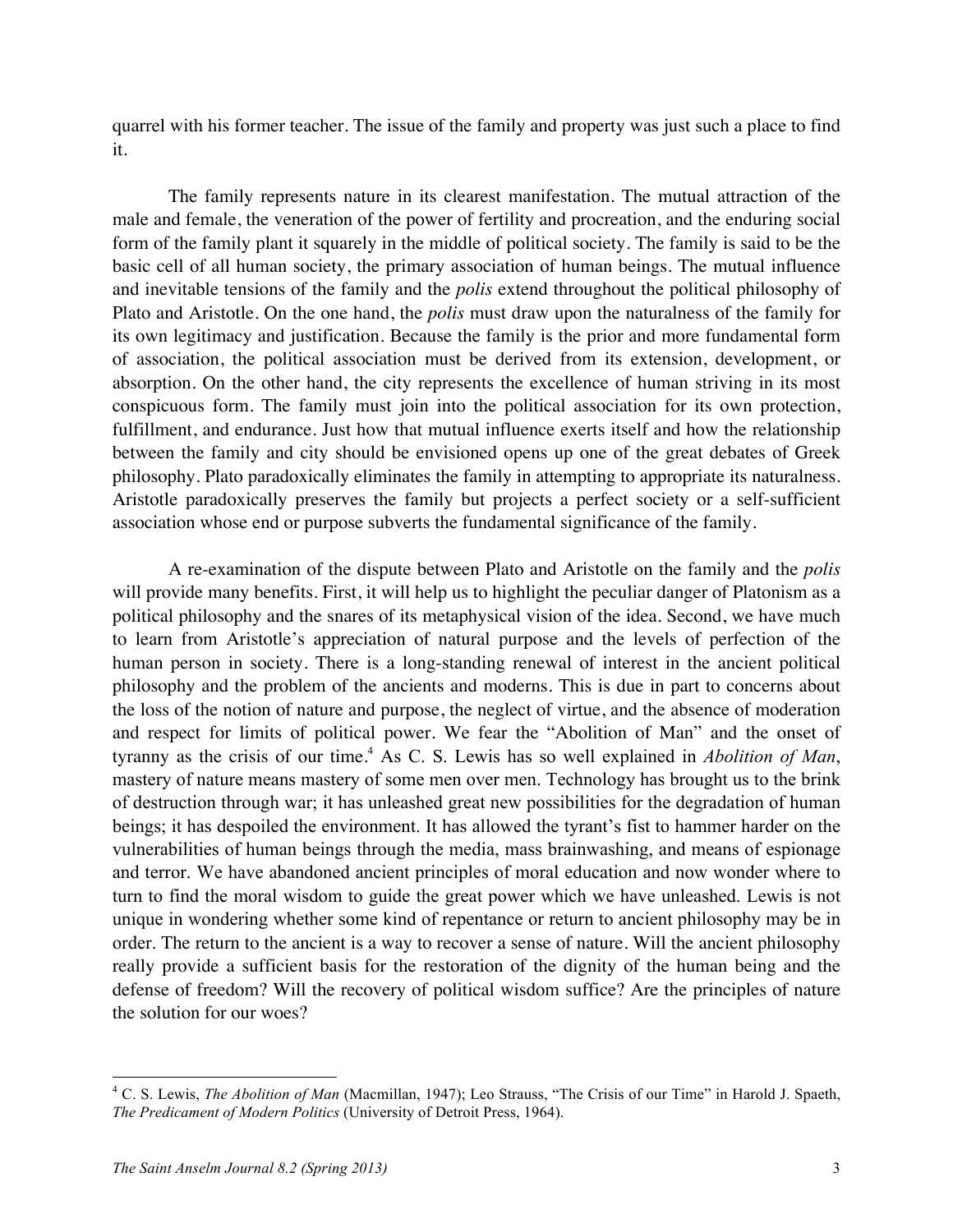quarrel with his former teacher. The issue of the family and property was just such a place to find it.

The family represents nature in its clearest manifestation. The mutual attraction of the male and female, the veneration of the power of fertility and procreation, and the enduring social form of the family plant it squarely in the middle of political society. The family is said to be the basic cell of all human society, the primary association of human beings. The mutual influence and inevitable tensions of the family and the *polis* extend throughout the political philosophy of Plato and Aristotle. On the one hand, the *polis* must draw upon the naturalness of the family for its own legitimacy and justification. Because the family is the prior and more fundamental form of association, the political association must be derived from its extension, development, or absorption. On the other hand, the city represents the excellence of human striving in its most conspicuous form. The family must join into the political association for its own protection, fulfillment, and endurance. Just how that mutual influence exerts itself and how the relationship between the family and city should be envisioned opens up one of the great debates of Greek philosophy. Plato paradoxically eliminates the family in attempting to appropriate its naturalness. Aristotle paradoxically preserves the family but projects a perfect society or a self-sufficient association whose end or purpose subverts the fundamental significance of the family.

A re-examination of the dispute between Plato and Aristotle on the family and the *polis* will provide many benefits. First, it will help us to highlight the peculiar danger of Platonism as a political philosophy and the snares of its metaphysical vision of the idea. Second, we have much to learn from Aristotle's appreciation of natural purpose and the levels of perfection of the human person in society. There is a long-standing renewal of interest in the ancient political philosophy and the problem of the ancients and moderns. This is due in part to concerns about the loss of the notion of nature and purpose, the neglect of virtue, and the absence of moderation and respect for limits of political power. We fear the "Abolition of Man" and the onset of tyranny as the crisis of our time.[4] As C. S. Lewis has so well explained in *Abolition of Man*, mastery of nature means mastery of some men over men. Technology has brought us to the brink of destruction through war; it has unleashed great new possibilities for the degradation of human beings; it has despoiled the environment. It has allowed the tyrant's fist to hammer harder on the vulnerabilities of human beings through the media, mass brainwashing, and means of espionage and terror. We have abandoned ancient principles of moral education and now wonder where to turn to find the moral wisdom to guide the great power which we have unleashed. Lewis is not unique in wondering whether some kind of repentance or return to ancient philosophy may be in order. The return to the ancient is a way to recover a sense of nature. Will the ancient philosophy really provide a sufficient basis for the restoration of the dignity of the human being and the defense of freedom? Will the recovery of political wisdom suffice? Are the principles of nature the solution for our woes?

---

[4] C. S. Lewis, *The Abolition of Man* (Macmillan, 1947); Leo Strauss, "The Crisis of our Time" in Harold J. Spaeth, *The Predicament of Modern Politics* (University of Detroit Press, 1964).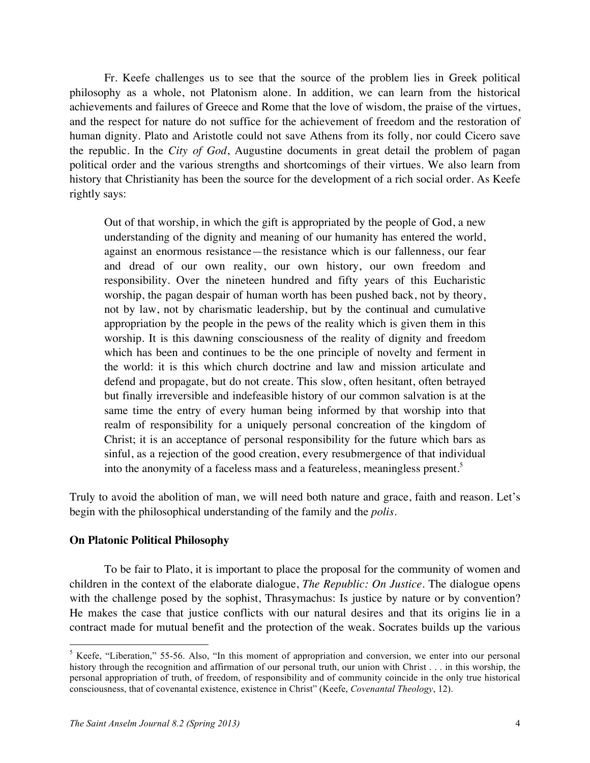Fr. Keefe challenges us to see that the source of the problem lies in Greek political philosophy as a whole, not Platonism alone. In addition, we can learn from the historical achievements and failures of Greece and Rome that the love of wisdom, the praise of the virtues, and the respect for nature do not suffice for the achievement of freedom and the restoration of human dignity. Plato and Aristotle could not save Athens from its folly, nor could Cicero save the republic. In the *City of God*, Augustine documents in great detail the problem of pagan political order and the various strengths and shortcomings of their virtues. We also learn from history that Christianity has been the source for the development of a rich social order. As Keefe rightly says:

> Out of that worship, in which the gift is appropriated by the people of God, a new understanding of the dignity and meaning of our humanity has entered the world, against an enormous resistance—the resistance which is our fallenness, our fear and dread of our own reality, our own history, our own freedom and responsibility. Over the nineteen hundred and fifty years of this Eucharistic worship, the pagan despair of human worth has been pushed back, not by theory, not by law, not by charismatic leadership, but by the continual and cumulative appropriation by the people in the pews of the reality which is given them in this worship. It is this dawning consciousness of the reality of dignity and freedom which has been and continues to be the one principle of novelty and ferment in the world: it is this which church doctrine and law and mission articulate and defend and propagate, but do not create. This slow, often hesitant, often betrayed but finally irreversible and indefeasible history of our common salvation is at the same time the entry of every human being informed by that worship into that realm of responsibility for a uniquely personal concreation of the kingdom of Christ; it is an acceptance of personal responsibility for the future which bars as sinful, as a rejection of the good creation, every resubmergence of that individual into the anonymity of a faceless mass and a featureless, meaningless present.[5]

Truly to avoid the abolition of man, we will need both nature and grace, faith and reason. Let's begin with the philosophical understanding of the family and the *polis*.

**On Platonic Political Philosophy**

To be fair to Plato, it is important to place the proposal for the community of women and children in the context of the elaborate dialogue, *The Republic: On Justice*. The dialogue opens with the challenge posed by the sophist, Thrasymachus: Is justice by nature or by convention? He makes the case that justice conflicts with our natural desires and that its origins lie in a contract made for mutual benefit and the protection of the weak. Socrates builds up the various

---

[5] Keefe, "Liberation," 55-56. Also, "In this moment of appropriation and conversion, we enter into our personal history through the recognition and affirmation of our personal truth, our union with Christ . . . in this worship, the personal appropriation of truth, of freedom, of responsibility and of community coincide in the only true historical consciousness, that of covenantal existence, existence in Christ" (Keefe, *Covenantal Theology*, 12).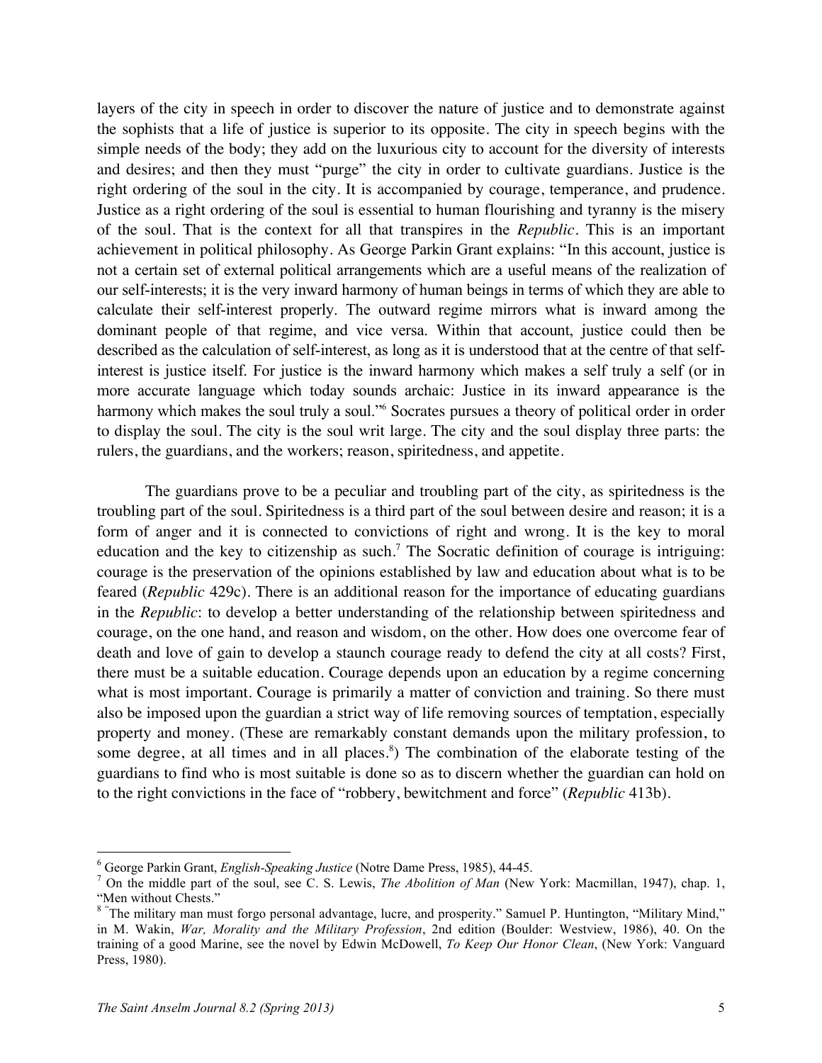layers of the city in speech in order to discover the nature of justice and to demonstrate against the sophists that a life of justice is superior to its opposite. The city in speech begins with the simple needs of the body; they add on the luxurious city to account for the diversity of interests and desires; and then they must "purge" the city in order to cultivate guardians. Justice is the right ordering of the soul in the city. It is accompanied by courage, temperance, and prudence. Justice as a right ordering of the soul is essential to human flourishing and tyranny is the misery of the soul. That is the context for all that transpires in the *Republic*. This is an important achievement in political philosophy. As George Parkin Grant explains: "In this account, justice is not a certain set of external political arrangements which are a useful means of the realization of our self-interests; it is the very inward harmony of human beings in terms of which they are able to calculate their self-interest properly. The outward regime mirrors what is inward among the dominant people of that regime, and vice versa. Within that account, justice could then be described as the calculation of self-interest, as long as it is understood that at the centre of that self-interest is justice itself. For justice is the inward harmony which makes a self truly a self (or in more accurate language which today sounds archaic: Justice in its inward appearance is the harmony which makes the soul truly a soul."[6] Socrates pursues a theory of political order in order to display the soul. The city is the soul writ large. The city and the soul display three parts: the rulers, the guardians, and the workers; reason, spiritedness, and appetite.

The guardians prove to be a peculiar and troubling part of the city, as spiritedness is the troubling part of the soul. Spiritedness is a third part of the soul between desire and reason; it is a form of anger and it is connected to convictions of right and wrong. It is the key to moral education and the key to citizenship as such.[7] The Socratic definition of courage is intriguing: courage is the preservation of the opinions established by law and education about what is to be feared (*Republic* 429c). There is an additional reason for the importance of educating guardians in the *Republic*: to develop a better understanding of the relationship between spiritedness and courage, on the one hand, and reason and wisdom, on the other. How does one overcome fear of death and love of gain to develop a staunch courage ready to defend the city at all costs? First, there must be a suitable education. Courage depends upon an education by a regime concerning what is most important. Courage is primarily a matter of conviction and training. So there must also be imposed upon the guardian a strict way of life removing sources of temptation, especially property and money. (These are remarkably constant demands upon the military profession, to some degree, at all times and in all places.[8]) The combination of the elaborate testing of the guardians to find who is most suitable is done so as to discern whether the guardian can hold on to the right convictions in the face of "robbery, bewitchment and force" (*Republic* 413b).

---

[6] George Parkin Grant, *English-Speaking Justice* (Notre Dame Press, 1985), 44-45.

[7] On the middle part of the soul, see C. S. Lewis, *The Abolition of Man* (New York: Macmillan, 1947), chap. 1, "Men without Chests."

[8] "The military man must forgo personal advantage, lucre, and prosperity." Samuel P. Huntington, "Military Mind," in M. Wakin, *War, Morality and the Military Profession*, 2nd edition (Boulder: Westview, 1986), 40. On the training of a good Marine, see the novel by Edwin McDowell, *To Keep Our Honor Clean*, (New York: Vanguard Press, 1980).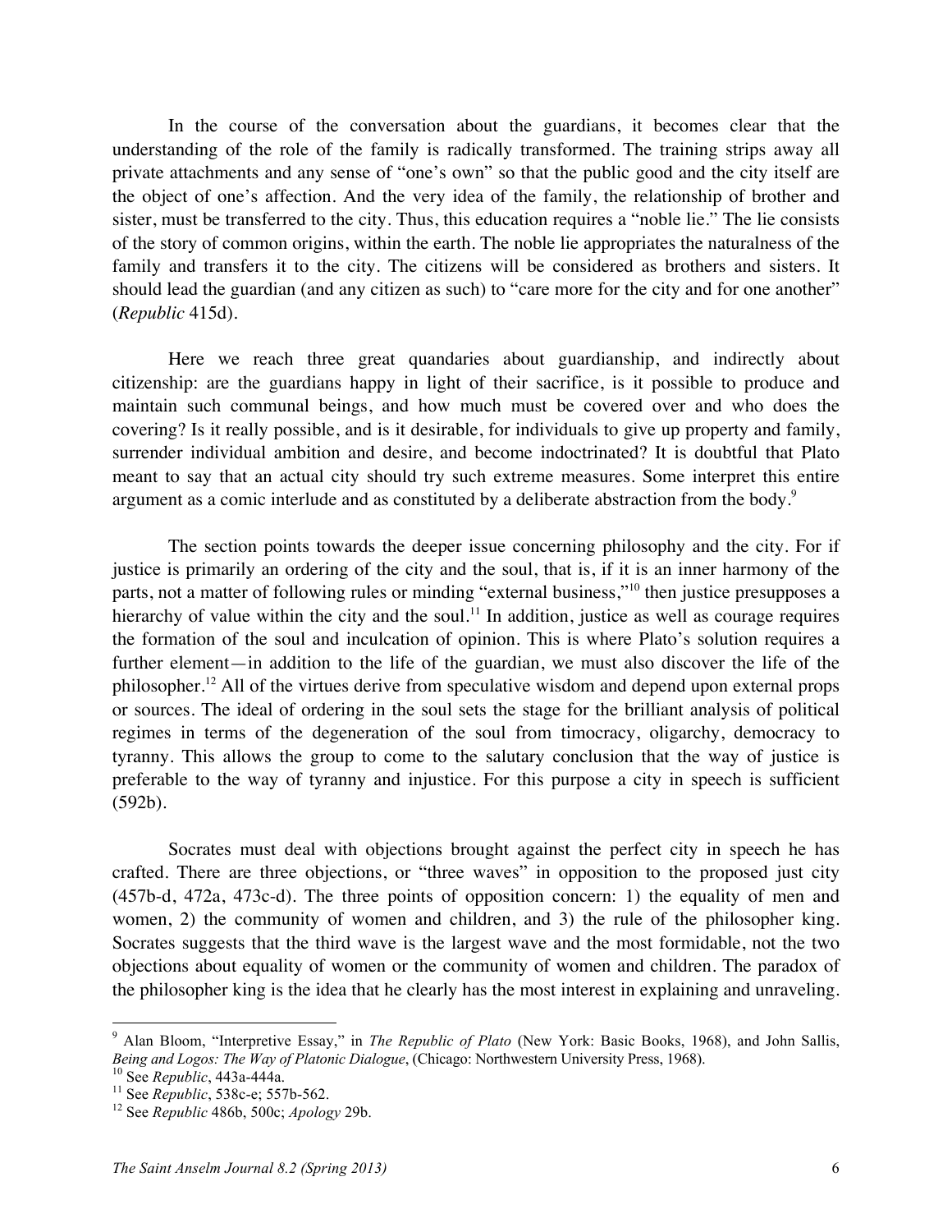In the course of the conversation about the guardians, it becomes clear that the understanding of the role of the family is radically transformed. The training strips away all private attachments and any sense of "one's own" so that the public good and the city itself are the object of one's affection. And the very idea of the family, the relationship of brother and sister, must be transferred to the city. Thus, this education requires a "noble lie." The lie consists of the story of common origins, within the earth. The noble lie appropriates the naturalness of the family and transfers it to the city. The citizens will be considered as brothers and sisters. It should lead the guardian (and any citizen as such) to "care more for the city and for one another" (*Republic* 415d).

Here we reach three great quandaries about guardianship, and indirectly about citizenship: are the guardians happy in light of their sacrifice, is it possible to produce and maintain such communal beings, and how much must be covered over and who does the covering? Is it really possible, and is it desirable, for individuals to give up property and family, surrender individual ambition and desire, and become indoctrinated? It is doubtful that Plato meant to say that an actual city should try such extreme measures. Some interpret this entire argument as a comic interlude and as constituted by a deliberate abstraction from the body.[9]

The section points towards the deeper issue concerning philosophy and the city. For if justice is primarily an ordering of the city and the soul, that is, if it is an inner harmony of the parts, not a matter of following rules or minding "external business,"[10] then justice presupposes a hierarchy of value within the city and the soul.[11] In addition, justice as well as courage requires the formation of the soul and inculcation of opinion. This is where Plato's solution requires a further element—in addition to the life of the guardian, we must also discover the life of the philosopher.[12] All of the virtues derive from speculative wisdom and depend upon external props or sources. The ideal of ordering in the soul sets the stage for the brilliant analysis of political regimes in terms of the degeneration of the soul from timocracy, oligarchy, democracy to tyranny. This allows the group to come to the salutary conclusion that the way of justice is preferable to the way of tyranny and injustice. For this purpose a city in speech is sufficient (592b).

Socrates must deal with objections brought against the perfect city in speech he has crafted. There are three objections, or "three waves" in opposition to the proposed just city (457b-d, 472a, 473c-d). The three points of opposition concern: 1) the equality of men and women, 2) the community of women and children, and 3) the rule of the philosopher king. Socrates suggests that the third wave is the largest wave and the most formidable, not the two objections about equality of women or the community of women and children. The paradox of the philosopher king is the idea that he clearly has the most interest in explaining and unraveling.

---

[9] Alan Bloom, "Interpretive Essay," in *The Republic of Plato* (New York: Basic Books, 1968), and John Sallis, *Being and Logos: The Way of Platonic Dialogue*, (Chicago: Northwestern University Press, 1968).

[10] See *Republic*, 443a-444a.

[11] See *Republic*, 538c-e; 557b-562.

[12] See *Republic* 486b, 500c; *Apology* 29b.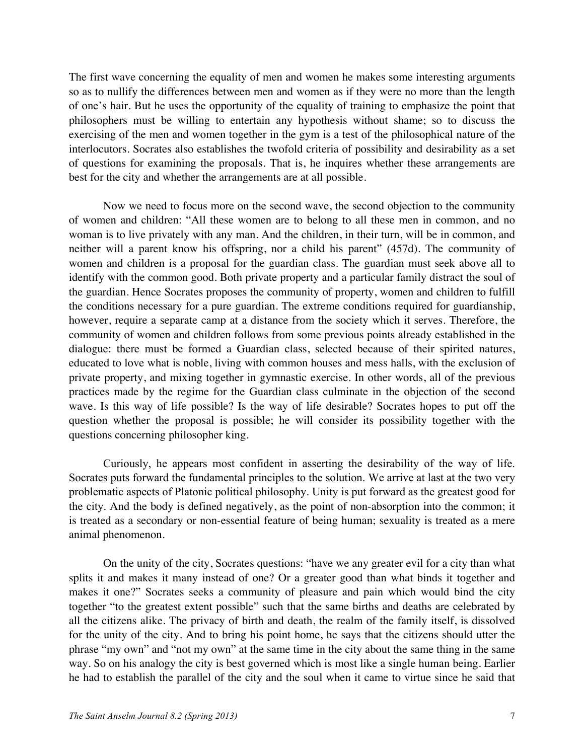The first wave concerning the equality of men and women he makes some interesting arguments so as to nullify the differences between men and women as if they were no more than the length of one's hair. But he uses the opportunity of the equality of training to emphasize the point that philosophers must be willing to entertain any hypothesis without shame; so to discuss the exercising of the men and women together in the gym is a test of the philosophical nature of the interlocutors. Socrates also establishes the twofold criteria of possibility and desirability as a set of questions for examining the proposals. That is, he inquires whether these arrangements are best for the city and whether the arrangements are at all possible.

Now we need to focus more on the second wave, the second objection to the community of women and children: "All these women are to belong to all these men in common, and no woman is to live privately with any man. And the children, in their turn, will be in common, and neither will a parent know his offspring, nor a child his parent" (457d). The community of women and children is a proposal for the guardian class. The guardian must seek above all to identify with the common good. Both private property and a particular family distract the soul of the guardian. Hence Socrates proposes the community of property, women and children to fulfill the conditions necessary for a pure guardian. The extreme conditions required for guardianship, however, require a separate camp at a distance from the society which it serves. Therefore, the community of women and children follows from some previous points already established in the dialogue: there must be formed a Guardian class, selected because of their spirited natures, educated to love what is noble, living with common houses and mess halls, with the exclusion of private property, and mixing together in gymnastic exercise. In other words, all of the previous practices made by the regime for the Guardian class culminate in the objection of the second wave. Is this way of life possible? Is the way of life desirable? Socrates hopes to put off the question whether the proposal is possible; he will consider its possibility together with the questions concerning philosopher king.

Curiously, he appears most confident in asserting the desirability of the way of life. Socrates puts forward the fundamental principles to the solution. We arrive at last at the two very problematic aspects of Platonic political philosophy. Unity is put forward as the greatest good for the city. And the body is defined negatively, as the point of non-absorption into the common; it is treated as a secondary or non-essential feature of being human; sexuality is treated as a mere animal phenomenon.

On the unity of the city, Socrates questions: "have we any greater evil for a city than what splits it and makes it many instead of one? Or a greater good than what binds it together and makes it one?" Socrates seeks a community of pleasure and pain which would bind the city together "to the greatest extent possible" such that the same births and deaths are celebrated by all the citizens alike. The privacy of birth and death, the realm of the family itself, is dissolved for the unity of the city. And to bring his point home, he says that the citizens should utter the phrase "my own" and "not my own" at the same time in the city about the same thing in the same way. So on his analogy the city is best governed which is most like a single human being. Earlier he had to establish the parallel of the city and the soul when it came to virtue since he said that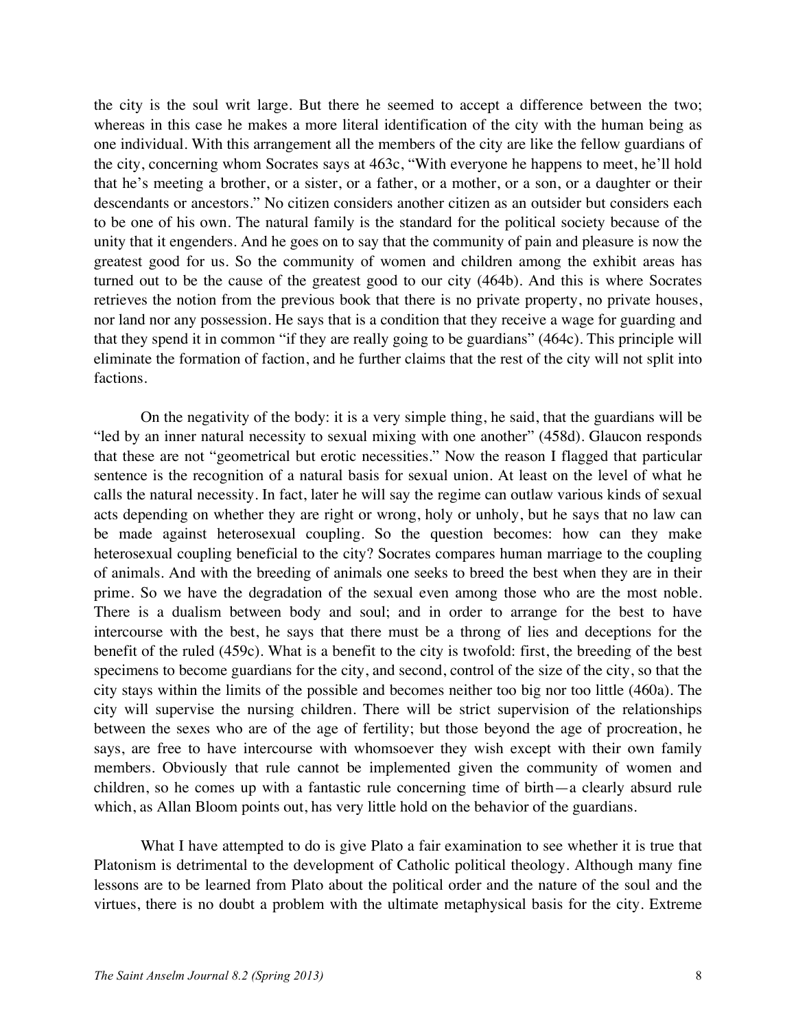the city is the soul writ large. But there he seemed to accept a difference between the two; whereas in this case he makes a more literal identification of the city with the human being as one individual. With this arrangement all the members of the city are like the fellow guardians of the city, concerning whom Socrates says at 463c, "With everyone he happens to meet, he'll hold that he's meeting a brother, or a sister, or a father, or a mother, or a son, or a daughter or their descendants or ancestors." No citizen considers another citizen as an outsider but considers each to be one of his own. The natural family is the standard for the political society because of the unity that it engenders. And he goes on to say that the community of pain and pleasure is now the greatest good for us. So the community of women and children among the exhibit areas has turned out to be the cause of the greatest good to our city (464b). And this is where Socrates retrieves the notion from the previous book that there is no private property, no private houses, nor land nor any possession. He says that is a condition that they receive a wage for guarding and that they spend it in common "if they are really going to be guardians" (464c). This principle will eliminate the formation of faction, and he further claims that the rest of the city will not split into factions.

On the negativity of the body: it is a very simple thing, he said, that the guardians will be "led by an inner natural necessity to sexual mixing with one another" (458d). Glaucon responds that these are not "geometrical but erotic necessities." Now the reason I flagged that particular sentence is the recognition of a natural basis for sexual union. At least on the level of what he calls the natural necessity. In fact, later he will say the regime can outlaw various kinds of sexual acts depending on whether they are right or wrong, holy or unholy, but he says that no law can be made against heterosexual coupling. So the question becomes: how can they make heterosexual coupling beneficial to the city? Socrates compares human marriage to the coupling of animals. And with the breeding of animals one seeks to breed the best when they are in their prime. So we have the degradation of the sexual even among those who are the most noble. There is a dualism between body and soul; and in order to arrange for the best to have intercourse with the best, he says that there must be a throng of lies and deceptions for the benefit of the ruled (459c). What is a benefit to the city is twofold: first, the breeding of the best specimens to become guardians for the city, and second, control of the size of the city, so that the city stays within the limits of the possible and becomes neither too big nor too little (460a). The city will supervise the nursing children. There will be strict supervision of the relationships between the sexes who are of the age of fertility; but those beyond the age of procreation, he says, are free to have intercourse with whomsoever they wish except with their own family members. Obviously that rule cannot be implemented given the community of women and children, so he comes up with a fantastic rule concerning time of birth—a clearly absurd rule which, as Allan Bloom points out, has very little hold on the behavior of the guardians.

What I have attempted to do is give Plato a fair examination to see whether it is true that Platonism is detrimental to the development of Catholic political theology. Although many fine lessons are to be learned from Plato about the political order and the nature of the soul and the virtues, there is no doubt a problem with the ultimate metaphysical basis for the city. Extreme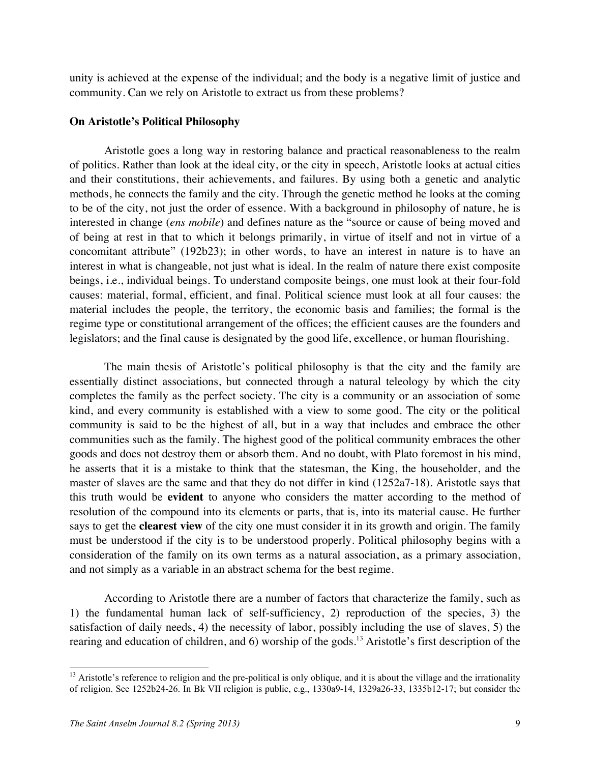unity is achieved at the expense of the individual; and the body is a negative limit of justice and community. Can we rely on Aristotle to extract us from these problems?

**On Aristotle's Political Philosophy**

Aristotle goes a long way in restoring balance and practical reasonableness to the realm of politics. Rather than look at the ideal city, or the city in speech, Aristotle looks at actual cities and their constitutions, their achievements, and failures. By using both a genetic and analytic methods, he connects the family and the city. Through the genetic method he looks at the coming to be of the city, not just the order of essence. With a background in philosophy of nature, he is interested in change (*ens mobile*) and defines nature as the "source or cause of being moved and of being at rest in that to which it belongs primarily, in virtue of itself and not in virtue of a concomitant attribute" (192b23); in other words, to have an interest in nature is to have an interest in what is changeable, not just what is ideal. In the realm of nature there exist composite beings, i.e., individual beings. To understand composite beings, one must look at their four-fold causes: material, formal, efficient, and final. Political science must look at all four causes: the material includes the people, the territory, the economic basis and families; the formal is the regime type or constitutional arrangement of the offices; the efficient causes are the founders and legislators; and the final cause is designated by the good life, excellence, or human flourishing.

The main thesis of Aristotle's political philosophy is that the city and the family are essentially distinct associations, but connected through a natural teleology by which the city completes the family as the perfect society. The city is a community or an association of some kind, and every community is established with a view to some good. The city or the political community is said to be the highest of all, but in a way that includes and embrace the other communities such as the family. The highest good of the political community embraces the other goods and does not destroy them or absorb them. And no doubt, with Plato foremost in his mind, he asserts that it is a mistake to think that the statesman, the King, the householder, and the master of slaves are the same and that they do not differ in kind (1252a7-18). Aristotle says that this truth would be **evident** to anyone who considers the matter according to the method of resolution of the compound into its elements or parts, that is, into its material cause. He further says to get the **clearest view** of the city one must consider it in its growth and origin. The family must be understood if the city is to be understood properly. Political philosophy begins with a consideration of the family on its own terms as a natural association, as a primary association, and not simply as a variable in an abstract schema for the best regime.

According to Aristotle there are a number of factors that characterize the family, such as 1) the fundamental human lack of self-sufficiency, 2) reproduction of the species, 3) the satisfaction of daily needs, 4) the necessity of labor, possibly including the use of slaves, 5) the rearing and education of children, and 6) worship of the gods.[13] Aristotle's first description of the

[13] Aristotle's reference to religion and the pre-political is only oblique, and it is about the village and the irrationality of religion. See 1252b24-26. In Bk VII religion is public, e.g., 1330a9-14, 1329a26-33, 1335b12-17; but consider the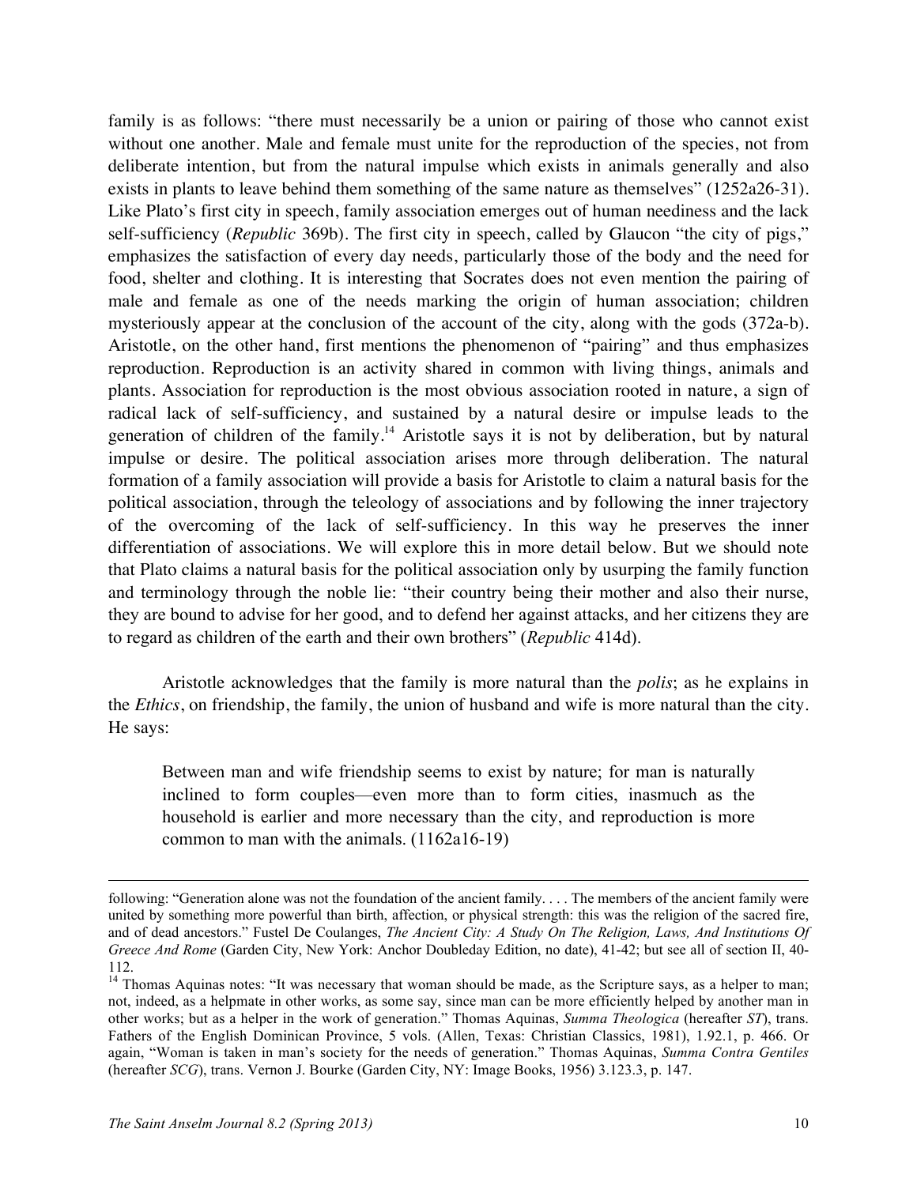family is as follows: "there must necessarily be a union or pairing of those who cannot exist without one another. Male and female must unite for the reproduction of the species, not from deliberate intention, but from the natural impulse which exists in animals generally and also exists in plants to leave behind them something of the same nature as themselves" (1252a26-31). Like Plato's first city in speech, family association emerges out of human neediness and the lack self-sufficiency (*Republic* 369b). The first city in speech, called by Glaucon "the city of pigs," emphasizes the satisfaction of every day needs, particularly those of the body and the need for food, shelter and clothing. It is interesting that Socrates does not even mention the pairing of male and female as one of the needs marking the origin of human association; children mysteriously appear at the conclusion of the account of the city, along with the gods (372a-b). Aristotle, on the other hand, first mentions the phenomenon of "pairing" and thus emphasizes reproduction. Reproduction is an activity shared in common with living things, animals and plants. Association for reproduction is the most obvious association rooted in nature, a sign of radical lack of self-sufficiency, and sustained by a natural desire or impulse leads to the generation of children of the family.[14] Aristotle says it is not by deliberation, but by natural impulse or desire. The political association arises more through deliberation. The natural formation of a family association will provide a basis for Aristotle to claim a natural basis for the political association, through the teleology of associations and by following the inner trajectory of the overcoming of the lack of self-sufficiency. In this way he preserves the inner differentiation of associations. We will explore this in more detail below. But we should note that Plato claims a natural basis for the political association only by usurping the family function and terminology through the noble lie: "their country being their mother and also their nurse, they are bound to advise for her good, and to defend her against attacks, and her citizens they are to regard as children of the earth and their own brothers" (*Republic* 414d).

Aristotle acknowledges that the family is more natural than the *polis*; as he explains in the *Ethics*, on friendship, the family, the union of husband and wife is more natural than the city. He says:

> Between man and wife friendship seems to exist by nature; for man is naturally inclined to form couples—even more than to form cities, inasmuch as the household is earlier and more necessary than the city, and reproduction is more common to man with the animals. (1162a16-19)

---

following: "Generation alone was not the foundation of the ancient family. . . . The members of the ancient family were united by something more powerful than birth, affection, or physical strength: this was the religion of the sacred fire, and of dead ancestors." Fustel De Coulanges, *The Ancient City: A Study On The Religion, Laws, And Institutions Of Greece And Rome* (Garden City, New York: Anchor Doubleday Edition, no date), 41-42; but see all of section II, 40-112.

[14] Thomas Aquinas notes: "It was necessary that woman should be made, as the Scripture says, as a helper to man; not, indeed, as a helpmate in other works, as some say, since man can be more efficiently helped by another man in other works; but as a helper in the work of generation." Thomas Aquinas, *Summa Theologica* (hereafter *ST*), trans. Fathers of the English Dominican Province, 5 vols. (Allen, Texas: Christian Classics, 1981), 1.92.1, p. 466. Or again, "Woman is taken in man's society for the needs of generation." Thomas Aquinas, *Summa Contra Gentiles* (hereafter *SCG*), trans. Vernon J. Bourke (Garden City, NY: Image Books, 1956) 3.123.3, p. 147.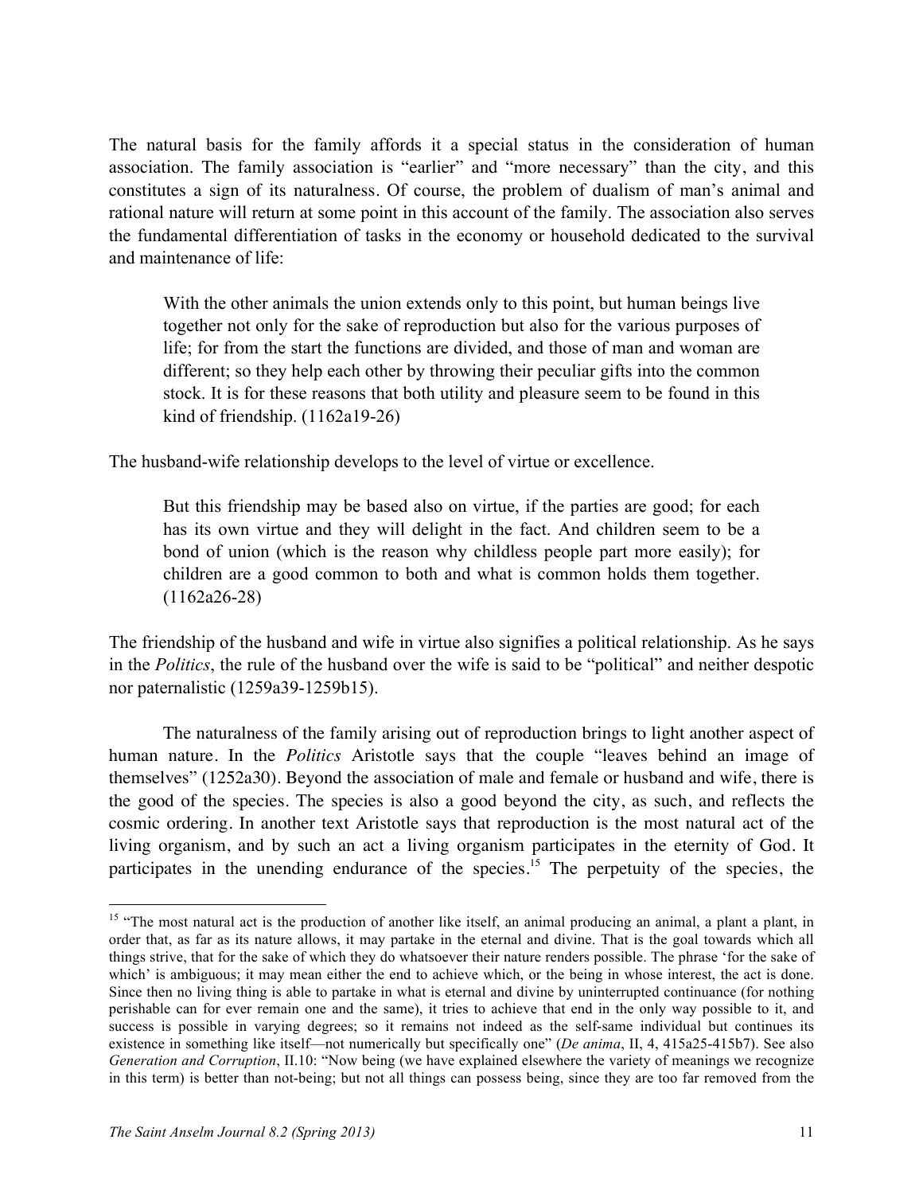The natural basis for the family affords it a special status in the consideration of human association. The family association is "earlier" and "more necessary" than the city, and this constitutes a sign of its naturalness. Of course, the problem of dualism of man's animal and rational nature will return at some point in this account of the family. The association also serves the fundamental differentiation of tasks in the economy or household dedicated to the survival and maintenance of life:

> With the other animals the union extends only to this point, but human beings live together not only for the sake of reproduction but also for the various purposes of life; for from the start the functions are divided, and those of man and woman are different; so they help each other by throwing their peculiar gifts into the common stock. It is for these reasons that both utility and pleasure seem to be found in this kind of friendship. (1162a19-26)

The husband-wife relationship develops to the level of virtue or excellence.

> But this friendship may be based also on virtue, if the parties are good; for each has its own virtue and they will delight in the fact. And children seem to be a bond of union (which is the reason why childless people part more easily); for children are a good common to both and what is common holds them together. (1162a26-28)

The friendship of the husband and wife in virtue also signifies a political relationship. As he says in the *Politics*, the rule of the husband over the wife is said to be "political" and neither despotic nor paternalistic (1259a39-1259b15).

The naturalness of the family arising out of reproduction brings to light another aspect of human nature. In the *Politics* Aristotle says that the couple "leaves behind an image of themselves" (1252a30). Beyond the association of male and female or husband and wife, there is the good of the species. The species is also a good beyond the city, as such, and reflects the cosmic ordering. In another text Aristotle says that reproduction is the most natural act of the living organism, and by such an act a living organism participates in the eternity of God. It participates in the unending endurance of the species.[15] The perpetuity of the species, the

---

[15] "The most natural act is the production of another like itself, an animal producing an animal, a plant a plant, in order that, as far as its nature allows, it may partake in the eternal and divine. That is the goal towards which all things strive, that for the sake of which they do whatsoever their nature renders possible. The phrase 'for the sake of which' is ambiguous; it may mean either the end to achieve which, or the being in whose interest, the act is done. Since then no living thing is able to partake in what is eternal and divine by uninterrupted continuance (for nothing perishable can for ever remain one and the same), it tries to achieve that end in the only way possible to it, and success is possible in varying degrees; so it remains not indeed as the self-same individual but continues its existence in something like itself—not numerically but specifically one" (*De anima*, II, 4, 415a25-415b7). See also *Generation and Corruption*, II.10: "Now being (we have explained elsewhere the variety of meanings we recognize in this term) is better than not-being; but not all things can possess being, since they are too far removed from the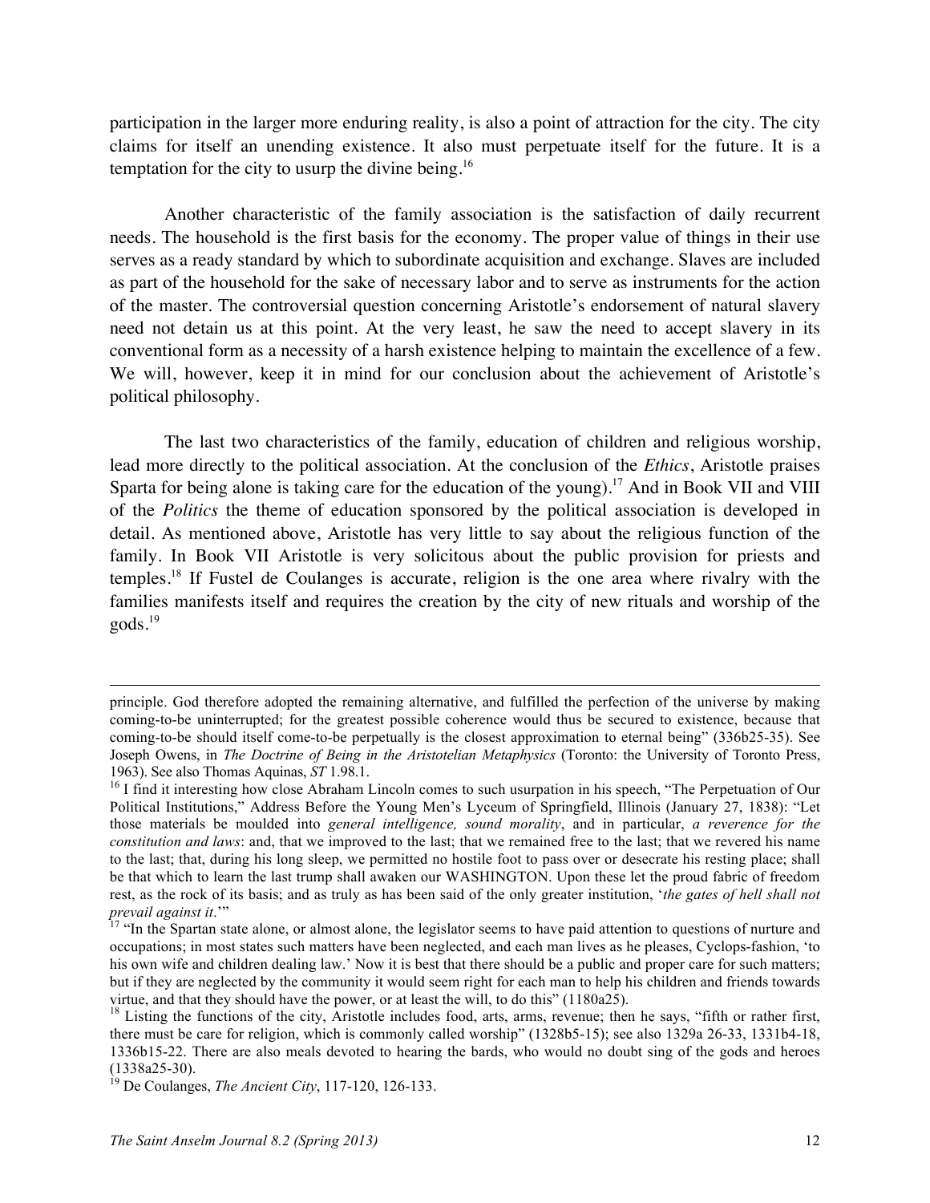participation in the larger more enduring reality, is also a point of attraction for the city. The city claims for itself an unending existence. It also must perpetuate itself for the future. It is a temptation for the city to usurp the divine being.[16]

Another characteristic of the family association is the satisfaction of daily recurrent needs. The household is the first basis for the economy. The proper value of things in their use serves as a ready standard by which to subordinate acquisition and exchange. Slaves are included as part of the household for the sake of necessary labor and to serve as instruments for the action of the master. The controversial question concerning Aristotle's endorsement of natural slavery need not detain us at this point. At the very least, he saw the need to accept slavery in its conventional form as a necessity of a harsh existence helping to maintain the excellence of a few. We will, however, keep it in mind for our conclusion about the achievement of Aristotle's political philosophy.

The last two characteristics of the family, education of children and religious worship, lead more directly to the political association. At the conclusion of the *Ethics*, Aristotle praises Sparta for being alone is taking care for the education of the young).[17] And in Book VII and VIII of the *Politics* the theme of education sponsored by the political association is developed in detail. As mentioned above, Aristotle has very little to say about the religious function of the family. In Book VII Aristotle is very solicitous about the public provision for priests and temples.[18] If Fustel de Coulanges is accurate, religion is the one area where rivalry with the families manifests itself and requires the creation by the city of new rituals and worship of the gods.[19]

---

principle. God therefore adopted the remaining alternative, and fulfilled the perfection of the universe by making coming-to-be uninterrupted; for the greatest possible coherence would thus be secured to existence, because that coming-to-be should itself come-to-be perpetually is the closest approximation to eternal being" (336b25-35). See Joseph Owens, in *The Doctrine of Being in the Aristotelian Metaphysics* (Toronto: the University of Toronto Press, 1963). See also Thomas Aquinas, *ST* 1.98.1.

[16] I find it interesting how close Abraham Lincoln comes to such usurpation in his speech, "The Perpetuation of Our Political Institutions," Address Before the Young Men's Lyceum of Springfield, Illinois (January 27, 1838): "Let those materials be moulded into *general intelligence, sound morality*, and in particular, *a reverence for the constitution and laws*: and, that we improved to the last; that we remained free to the last; that we revered his name to the last; that, during his long sleep, we permitted no hostile foot to pass over or desecrate his resting place; shall be that which to learn the last trump shall awaken our WASHINGTON. Upon these let the proud fabric of freedom rest, as the rock of its basis; and as truly as has been said of the only greater institution, '*the gates of hell shall not prevail against it*.'"

[17] "In the Spartan state alone, or almost alone, the legislator seems to have paid attention to questions of nurture and occupations; in most states such matters have been neglected, and each man lives as he pleases, Cyclops-fashion, 'to his own wife and children dealing law.' Now it is best that there should be a public and proper care for such matters; but if they are neglected by the community it would seem right for each man to help his children and friends towards virtue, and that they should have the power, or at least the will, to do this" (1180a25).

[18] Listing the functions of the city, Aristotle includes food, arts, arms, revenue; then he says, "fifth or rather first, there must be care for religion, which is commonly called worship" (1328b5-15); see also 1329a 26-33, 1331b4-18, 1336b15-22. There are also meals devoted to hearing the bards, who would no doubt sing of the gods and heroes (1338a25-30).

[19] De Coulanges, *The Ancient City*, 117-120, 126-133.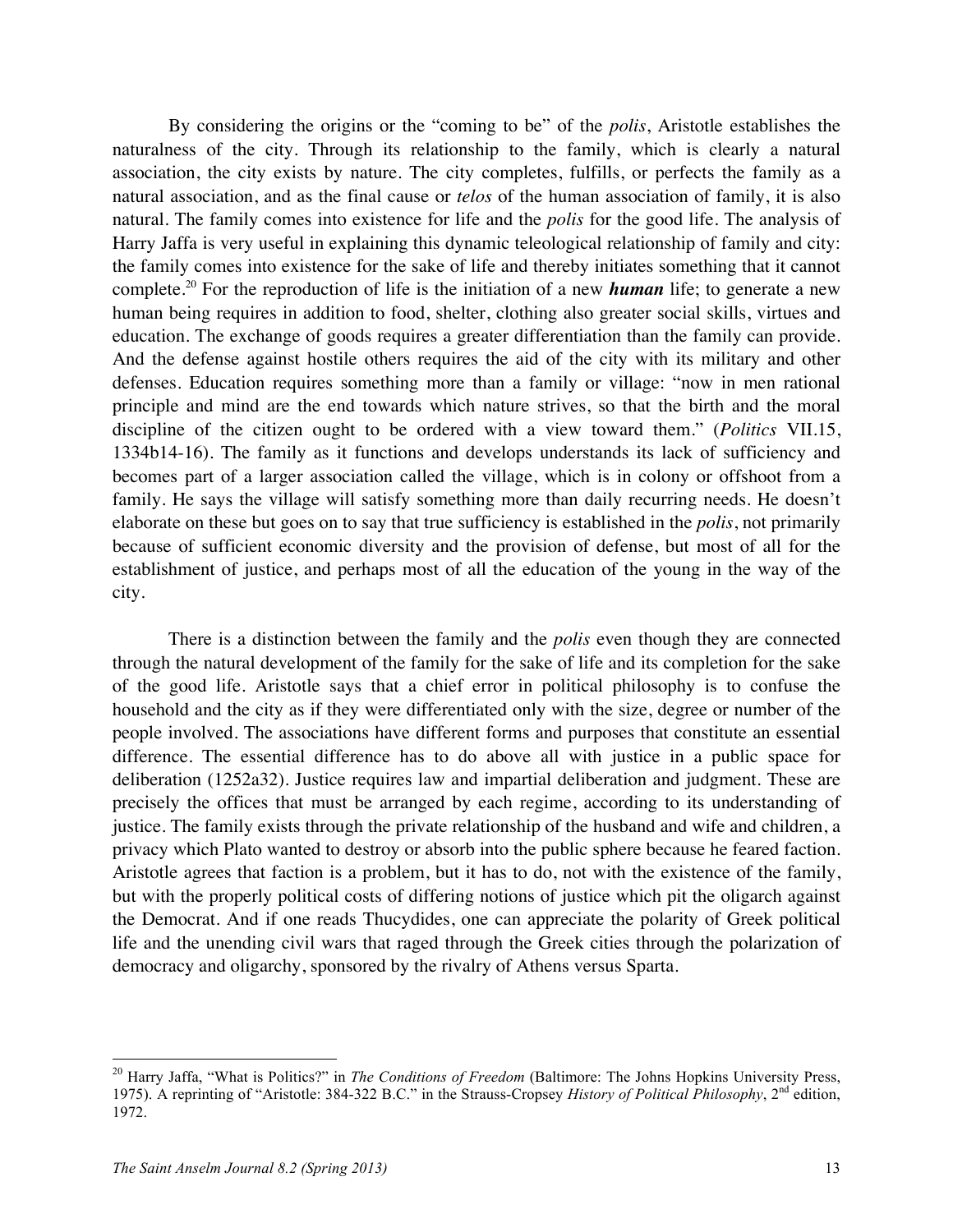By considering the origins or the "coming to be" of the *polis*, Aristotle establishes the naturalness of the city. Through its relationship to the family, which is clearly a natural association, the city exists by nature. The city completes, fulfills, or perfects the family as a natural association, and as the final cause or *telos* of the human association of family, it is also natural. The family comes into existence for life and the *polis* for the good life. The analysis of Harry Jaffa is very useful in explaining this dynamic teleological relationship of family and city: the family comes into existence for the sake of life and thereby initiates something that it cannot complete.[20] For the reproduction of life is the initiation of a new ***human*** life; to generate a new human being requires in addition to food, shelter, clothing also greater social skills, virtues and education. The exchange of goods requires a greater differentiation than the family can provide. And the defense against hostile others requires the aid of the city with its military and other defenses. Education requires something more than a family or village: "now in men rational principle and mind are the end towards which nature strives, so that the birth and the moral discipline of the citizen ought to be ordered with a view toward them." (*Politics* VII.15, 1334b14-16). The family as it functions and develops understands its lack of sufficiency and becomes part of a larger association called the village, which is in colony or offshoot from a family. He says the village will satisfy something more than daily recurring needs. He doesn't elaborate on these but goes on to say that true sufficiency is established in the *polis*, not primarily because of sufficient economic diversity and the provision of defense, but most of all for the establishment of justice, and perhaps most of all the education of the young in the way of the city.

There is a distinction between the family and the *polis* even though they are connected through the natural development of the family for the sake of life and its completion for the sake of the good life. Aristotle says that a chief error in political philosophy is to confuse the household and the city as if they were differentiated only with the size, degree or number of the people involved. The associations have different forms and purposes that constitute an essential difference. The essential difference has to do above all with justice in a public space for deliberation (1252a32). Justice requires law and impartial deliberation and judgment. These are precisely the offices that must be arranged by each regime, according to its understanding of justice. The family exists through the private relationship of the husband and wife and children, a privacy which Plato wanted to destroy or absorb into the public sphere because he feared faction. Aristotle agrees that faction is a problem, but it has to do, not with the existence of the family, but with the properly political costs of differing notions of justice which pit the oligarch against the Democrat. And if one reads Thucydides, one can appreciate the polarity of Greek political life and the unending civil wars that raged through the Greek cities through the polarization of democracy and oligarchy, sponsored by the rivalry of Athens versus Sparta.

---

[20] Harry Jaffa, "What is Politics?" in *The Conditions of Freedom* (Baltimore: The Johns Hopkins University Press, 1975). A reprinting of "Aristotle: 384-322 B.C." in the Strauss-Cropsey *History of Political Philosophy*, 2nd edition, 1972.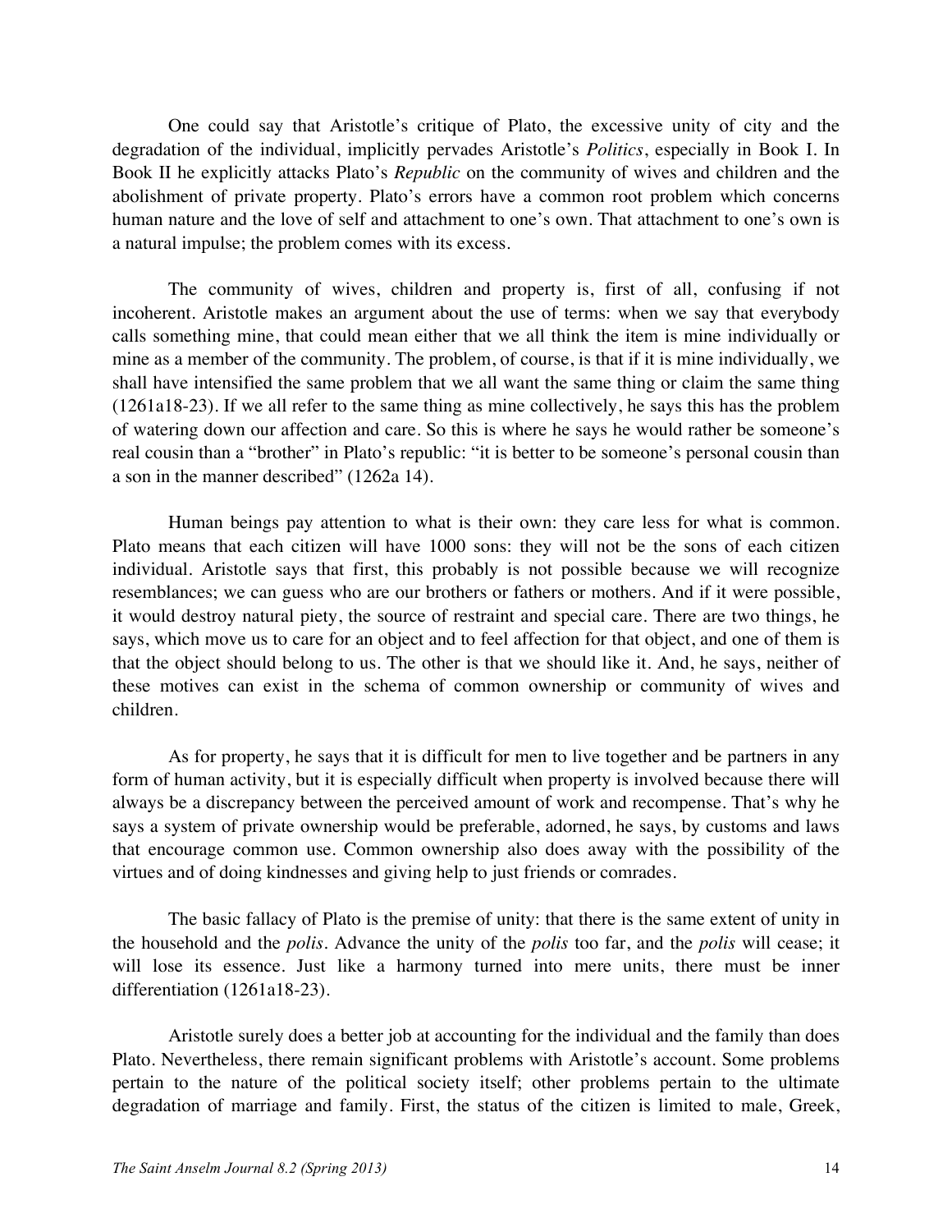One could say that Aristotle's critique of Plato, the excessive unity of city and the degradation of the individual, implicitly pervades Aristotle's *Politics*, especially in Book I. In Book II he explicitly attacks Plato's *Republic* on the community of wives and children and the abolishment of private property. Plato's errors have a common root problem which concerns human nature and the love of self and attachment to one's own. That attachment to one's own is a natural impulse; the problem comes with its excess.

The community of wives, children and property is, first of all, confusing if not incoherent. Aristotle makes an argument about the use of terms: when we say that everybody calls something mine, that could mean either that we all think the item is mine individually or mine as a member of the community. The problem, of course, is that if it is mine individually, we shall have intensified the same problem that we all want the same thing or claim the same thing (1261a18-23). If we all refer to the same thing as mine collectively, he says this has the problem of watering down our affection and care. So this is where he says he would rather be someone's real cousin than a "brother" in Plato's republic: "it is better to be someone's personal cousin than a son in the manner described" (1262a 14).

Human beings pay attention to what is their own: they care less for what is common. Plato means that each citizen will have 1000 sons: they will not be the sons of each citizen individual. Aristotle says that first, this probably is not possible because we will recognize resemblances; we can guess who are our brothers or fathers or mothers. And if it were possible, it would destroy natural piety, the source of restraint and special care. There are two things, he says, which move us to care for an object and to feel affection for that object, and one of them is that the object should belong to us. The other is that we should like it. And, he says, neither of these motives can exist in the schema of common ownership or community of wives and children.

As for property, he says that it is difficult for men to live together and be partners in any form of human activity, but it is especially difficult when property is involved because there will always be a discrepancy between the perceived amount of work and recompense. That's why he says a system of private ownership would be preferable, adorned, he says, by customs and laws that encourage common use. Common ownership also does away with the possibility of the virtues and of doing kindnesses and giving help to just friends or comrades.

The basic fallacy of Plato is the premise of unity: that there is the same extent of unity in the household and the *polis*. Advance the unity of the *polis* too far, and the *polis* will cease; it will lose its essence. Just like a harmony turned into mere units, there must be inner differentiation (1261a18-23).

Aristotle surely does a better job at accounting for the individual and the family than does Plato. Nevertheless, there remain significant problems with Aristotle's account. Some problems pertain to the nature of the political society itself; other problems pertain to the ultimate degradation of marriage and family. First, the status of the citizen is limited to male, Greek,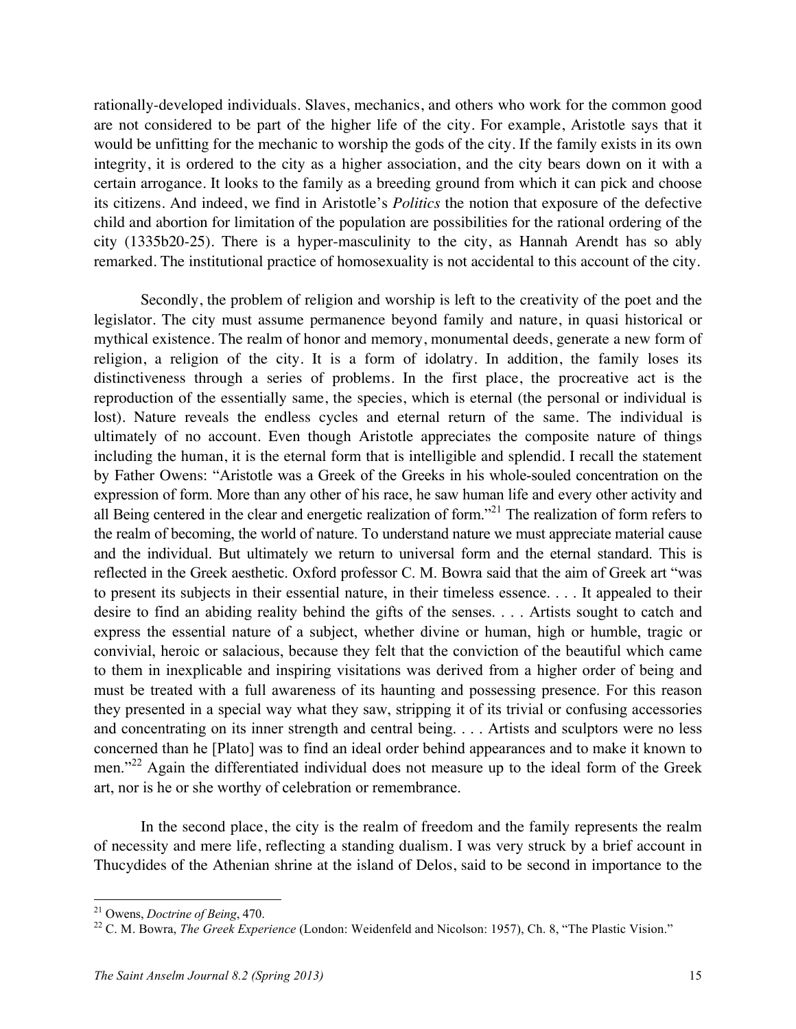rationally-developed individuals. Slaves, mechanics, and others who work for the common good are not considered to be part of the higher life of the city. For example, Aristotle says that it would be unfitting for the mechanic to worship the gods of the city. If the family exists in its own integrity, it is ordered to the city as a higher association, and the city bears down on it with a certain arrogance. It looks to the family as a breeding ground from which it can pick and choose its citizens. And indeed, we find in Aristotle's *Politics* the notion that exposure of the defective child and abortion for limitation of the population are possibilities for the rational ordering of the city (1335b20-25). There is a hyper-masculinity to the city, as Hannah Arendt has so ably remarked. The institutional practice of homosexuality is not accidental to this account of the city.

Secondly, the problem of religion and worship is left to the creativity of the poet and the legislator. The city must assume permanence beyond family and nature, in quasi historical or mythical existence. The realm of honor and memory, monumental deeds, generate a new form of religion, a religion of the city. It is a form of idolatry. In addition, the family loses its distinctiveness through a series of problems. In the first place, the procreative act is the reproduction of the essentially same, the species, which is eternal (the personal or individual is lost). Nature reveals the endless cycles and eternal return of the same. The individual is ultimately of no account. Even though Aristotle appreciates the composite nature of things including the human, it is the eternal form that is intelligible and splendid. I recall the statement by Father Owens: "Aristotle was a Greek of the Greeks in his whole-souled concentration on the expression of form. More than any other of his race, he saw human life and every other activity and all Being centered in the clear and energetic realization of form."[21] The realization of form refers to the realm of becoming, the world of nature. To understand nature we must appreciate material cause and the individual. But ultimately we return to universal form and the eternal standard. This is reflected in the Greek aesthetic. Oxford professor C. M. Bowra said that the aim of Greek art "was to present its subjects in their essential nature, in their timeless essence. . . . It appealed to their desire to find an abiding reality behind the gifts of the senses. . . . Artists sought to catch and express the essential nature of a subject, whether divine or human, high or humble, tragic or convivial, heroic or salacious, because they felt that the conviction of the beautiful which came to them in inexplicable and inspiring visitations was derived from a higher order of being and must be treated with a full awareness of its haunting and possessing presence. For this reason they presented in a special way what they saw, stripping it of its trivial or confusing accessories and concentrating on its inner strength and central being. . . . Artists and sculptors were no less concerned than he [Plato] was to find an ideal order behind appearances and to make it known to men."[22] Again the differentiated individual does not measure up to the ideal form of the Greek art, nor is he or she worthy of celebration or remembrance.

In the second place, the city is the realm of freedom and the family represents the realm of necessity and mere life, reflecting a standing dualism. I was very struck by a brief account in Thucydides of the Athenian shrine at the island of Delos, said to be second in importance to the

---

[21] Owens, *Doctrine of Being*, 470.

[22] C. M. Bowra, *The Greek Experience* (London: Weidenfeld and Nicolson: 1957), Ch. 8, "The Plastic Vision."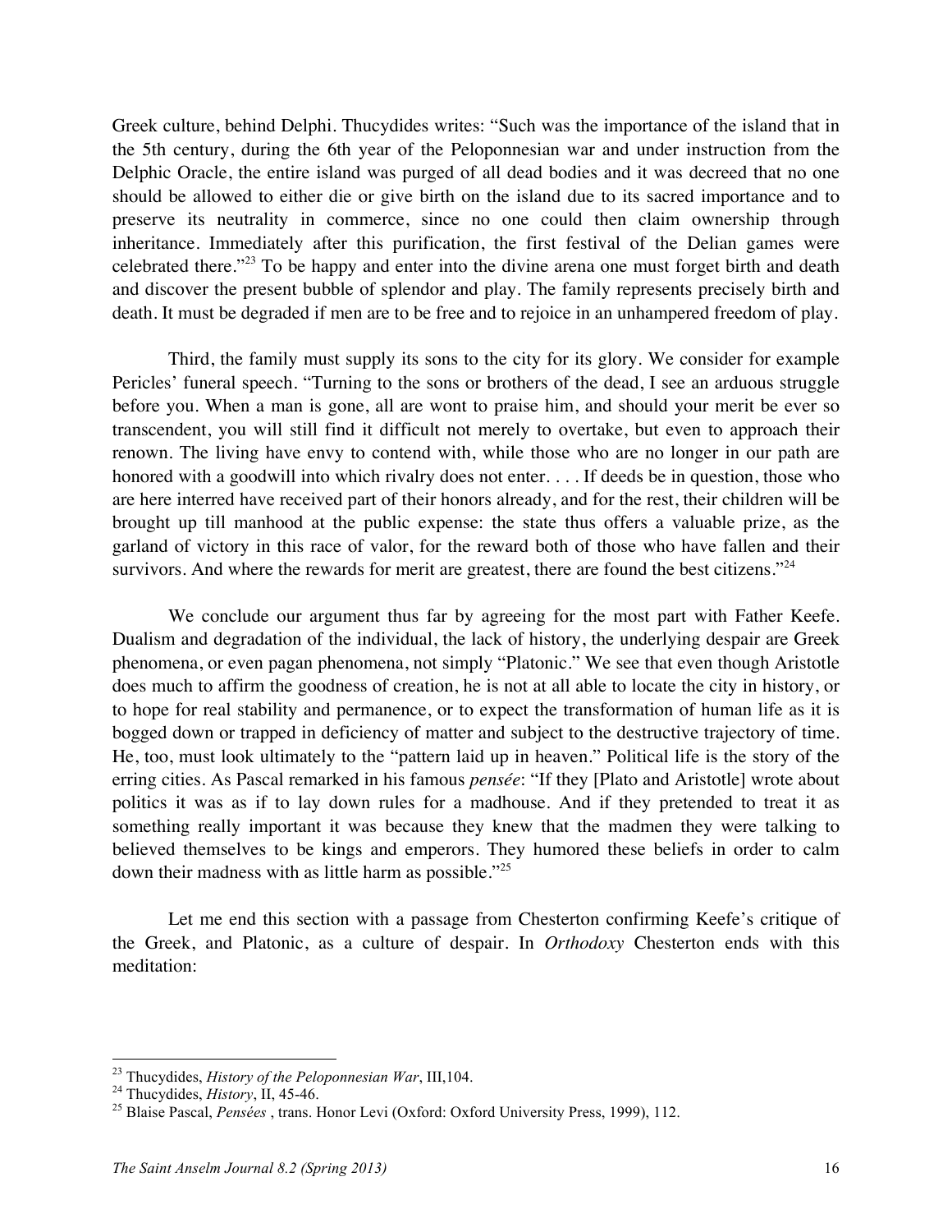Greek culture, behind Delphi. Thucydides writes: "Such was the importance of the island that in the 5th century, during the 6th year of the Peloponnesian war and under instruction from the Delphic Oracle, the entire island was purged of all dead bodies and it was decreed that no one should be allowed to either die or give birth on the island due to its sacred importance and to preserve its neutrality in commerce, since no one could then claim ownership through inheritance. Immediately after this purification, the first festival of the Delian games were celebrated there."[23] To be happy and enter into the divine arena one must forget birth and death and discover the present bubble of splendor and play. The family represents precisely birth and death. It must be degraded if men are to be free and to rejoice in an unhampered freedom of play.

Third, the family must supply its sons to the city for its glory. We consider for example Pericles' funeral speech. "Turning to the sons or brothers of the dead, I see an arduous struggle before you. When a man is gone, all are wont to praise him, and should your merit be ever so transcendent, you will still find it difficult not merely to overtake, but even to approach their renown. The living have envy to contend with, while those who are no longer in our path are honored with a goodwill into which rivalry does not enter. . . . If deeds be in question, those who are here interred have received part of their honors already, and for the rest, their children will be brought up till manhood at the public expense: the state thus offers a valuable prize, as the garland of victory in this race of valor, for the reward both of those who have fallen and their survivors. And where the rewards for merit are greatest, there are found the best citizens."[24]

We conclude our argument thus far by agreeing for the most part with Father Keefe. Dualism and degradation of the individual, the lack of history, the underlying despair are Greek phenomena, or even pagan phenomena, not simply "Platonic." We see that even though Aristotle does much to affirm the goodness of creation, he is not at all able to locate the city in history, or to hope for real stability and permanence, or to expect the transformation of human life as it is bogged down or trapped in deficiency of matter and subject to the destructive trajectory of time. He, too, must look ultimately to the "pattern laid up in heaven." Political life is the story of the erring cities. As Pascal remarked in his famous *pensée*: "If they [Plato and Aristotle] wrote about politics it was as if to lay down rules for a madhouse. And if they pretended to treat it as something really important it was because they knew that the madmen they were talking to believed themselves to be kings and emperors. They humored these beliefs in order to calm down their madness with as little harm as possible."[25]

Let me end this section with a passage from Chesterton confirming Keefe's critique of the Greek, and Platonic, as a culture of despair. In *Orthodoxy* Chesterton ends with this meditation:

---

[23] Thucydides, *History of the Peloponnesian War*, III,104.

[24] Thucydides, *History*, II, 45-46.

[25] Blaise Pascal, *Pensées* , trans. Honor Levi (Oxford: Oxford University Press, 1999), 112.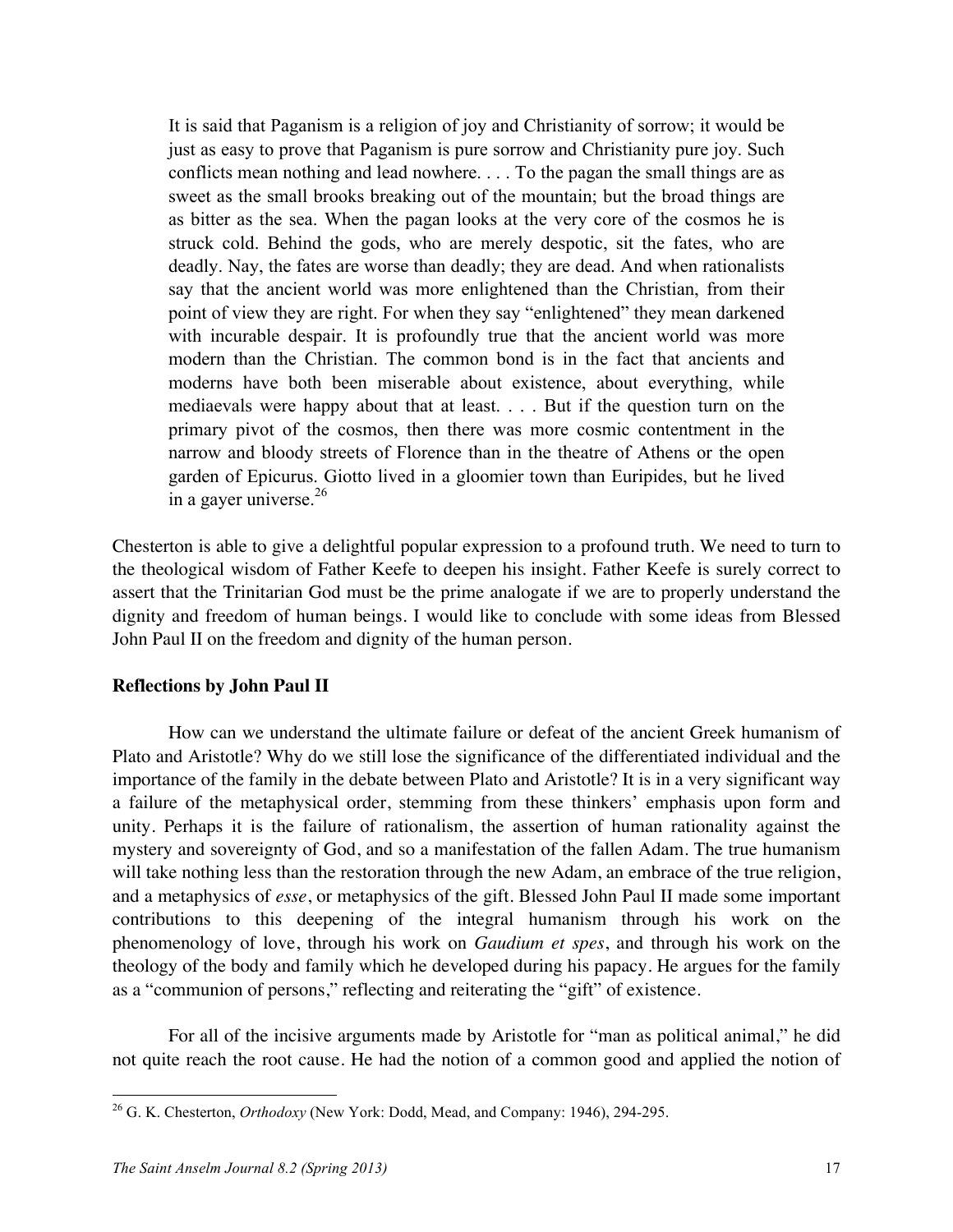> It is said that Paganism is a religion of joy and Christianity of sorrow; it would be just as easy to prove that Paganism is pure sorrow and Christianity pure joy. Such conflicts mean nothing and lead nowhere. . . . To the pagan the small things are as sweet as the small brooks breaking out of the mountain; but the broad things are as bitter as the sea. When the pagan looks at the very core of the cosmos he is struck cold. Behind the gods, who are merely despotic, sit the fates, who are deadly. Nay, the fates are worse than deadly; they are dead. And when rationalists say that the ancient world was more enlightened than the Christian, from their point of view they are right. For when they say "enlightened" they mean darkened with incurable despair. It is profoundly true that the ancient world was more modern than the Christian. The common bond is in the fact that ancients and moderns have both been miserable about existence, about everything, while mediaevals were happy about that at least. . . . But if the question turn on the primary pivot of the cosmos, then there was more cosmic contentment in the narrow and bloody streets of Florence than in the theatre of Athens or the open garden of Epicurus. Giotto lived in a gloomier town than Euripides, but he lived in a gayer universe.[26]

Chesterton is able to give a delightful popular expression to a profound truth. We need to turn to the theological wisdom of Father Keefe to deepen his insight. Father Keefe is surely correct to assert that the Trinitarian God must be the prime analogate if we are to properly understand the dignity and freedom of human beings. I would like to conclude with some ideas from Blessed John Paul II on the freedom and dignity of the human person.

**Reflections by John Paul II**

How can we understand the ultimate failure or defeat of the ancient Greek humanism of Plato and Aristotle? Why do we still lose the significance of the differentiated individual and the importance of the family in the debate between Plato and Aristotle? It is in a very significant way a failure of the metaphysical order, stemming from these thinkers' emphasis upon form and unity. Perhaps it is the failure of rationalism, the assertion of human rationality against the mystery and sovereignty of God, and so a manifestation of the fallen Adam. The true humanism will take nothing less than the restoration through the new Adam, an embrace of the true religion, and a metaphysics of *esse*, or metaphysics of the gift. Blessed John Paul II made some important contributions to this deepening of the integral humanism through his work on the phenomenology of love, through his work on *Gaudium et spes*, and through his work on the theology of the body and family which he developed during his papacy. He argues for the family as a "communion of persons," reflecting and reiterating the "gift" of existence.

For all of the incisive arguments made by Aristotle for "man as political animal," he did not quite reach the root cause. He had the notion of a common good and applied the notion of

---

[26] G. K. Chesterton, *Orthodoxy* (New York: Dodd, Mead, and Company: 1946), 294-295.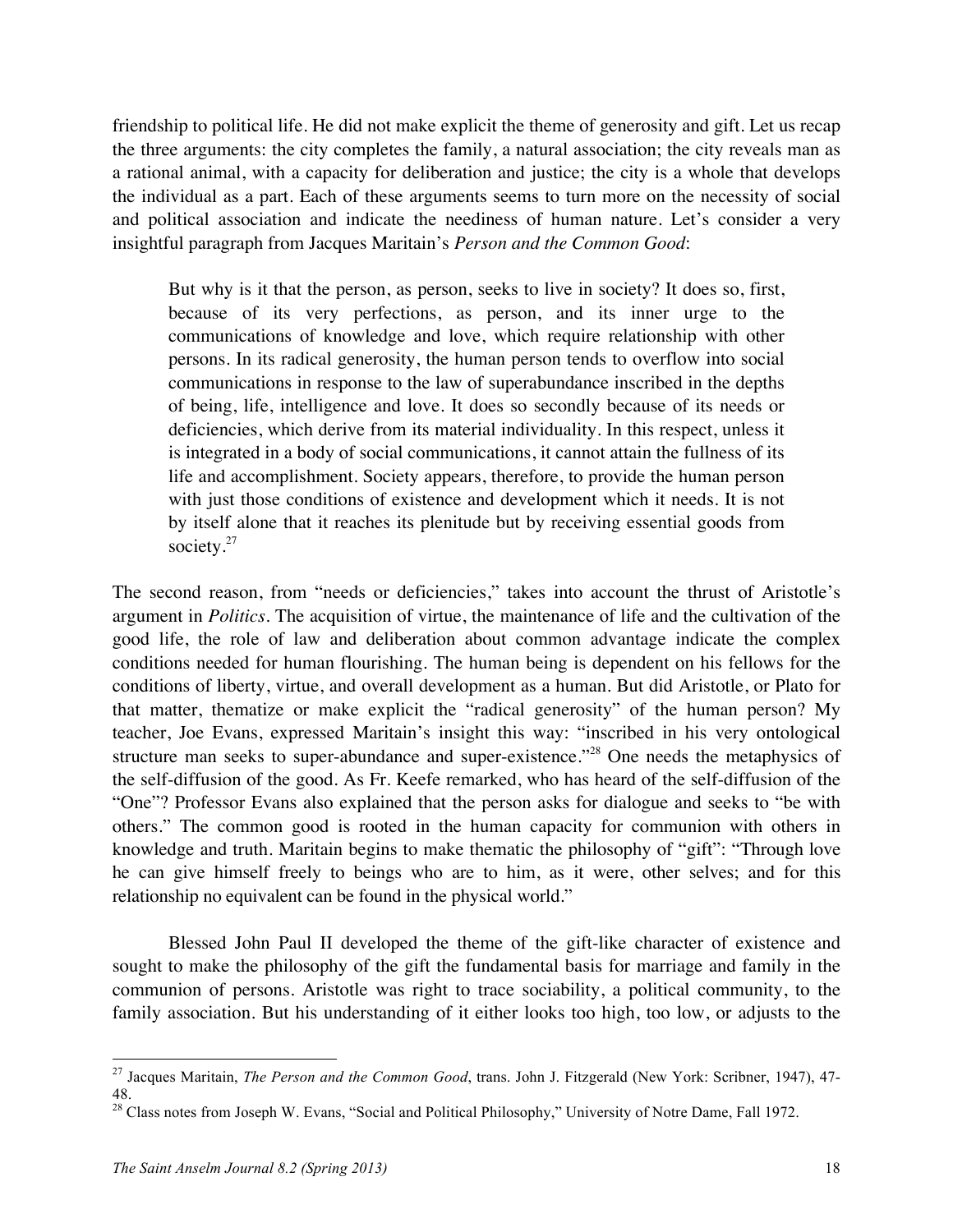friendship to political life. He did not make explicit the theme of generosity and gift. Let us recap the three arguments: the city completes the family, a natural association; the city reveals man as a rational animal, with a capacity for deliberation and justice; the city is a whole that develops the individual as a part. Each of these arguments seems to turn more on the necessity of social and political association and indicate the neediness of human nature. Let's consider a very insightful paragraph from Jacques Maritain's *Person and the Common Good*:

> But why is it that the person, as person, seeks to live in society? It does so, first, because of its very perfections, as person, and its inner urge to the communications of knowledge and love, which require relationship with other persons. In its radical generosity, the human person tends to overflow into social communications in response to the law of superabundance inscribed in the depths of being, life, intelligence and love. It does so secondly because of its needs or deficiencies, which derive from its material individuality. In this respect, unless it is integrated in a body of social communications, it cannot attain the fullness of its life and accomplishment. Society appears, therefore, to provide the human person with just those conditions of existence and development which it needs. It is not by itself alone that it reaches its plenitude but by receiving essential goods from society.[27]

The second reason, from "needs or deficiencies," takes into account the thrust of Aristotle's argument in *Politics*. The acquisition of virtue, the maintenance of life and the cultivation of the good life, the role of law and deliberation about common advantage indicate the complex conditions needed for human flourishing. The human being is dependent on his fellows for the conditions of liberty, virtue, and overall development as a human. But did Aristotle, or Plato for that matter, thematize or make explicit the "radical generosity" of the human person? My teacher, Joe Evans, expressed Maritain's insight this way: "inscribed in his very ontological structure man seeks to super-abundance and super-existence."[28] One needs the metaphysics of the self-diffusion of the good. As Fr. Keefe remarked, who has heard of the self-diffusion of the "One"? Professor Evans also explained that the person asks for dialogue and seeks to "be with others." The common good is rooted in the human capacity for communion with others in knowledge and truth. Maritain begins to make thematic the philosophy of "gift": "Through love he can give himself freely to beings who are to him, as it were, other selves; and for this relationship no equivalent can be found in the physical world."

Blessed John Paul II developed the theme of the gift-like character of existence and sought to make the philosophy of the gift the fundamental basis for marriage and family in the communion of persons. Aristotle was right to trace sociability, a political community, to the family association. But his understanding of it either looks too high, too low, or adjusts to the

---

[27] Jacques Maritain, *The Person and the Common Good*, trans. John J. Fitzgerald (New York: Scribner, 1947), 47-48.

[28] Class notes from Joseph W. Evans, "Social and Political Philosophy," University of Notre Dame, Fall 1972.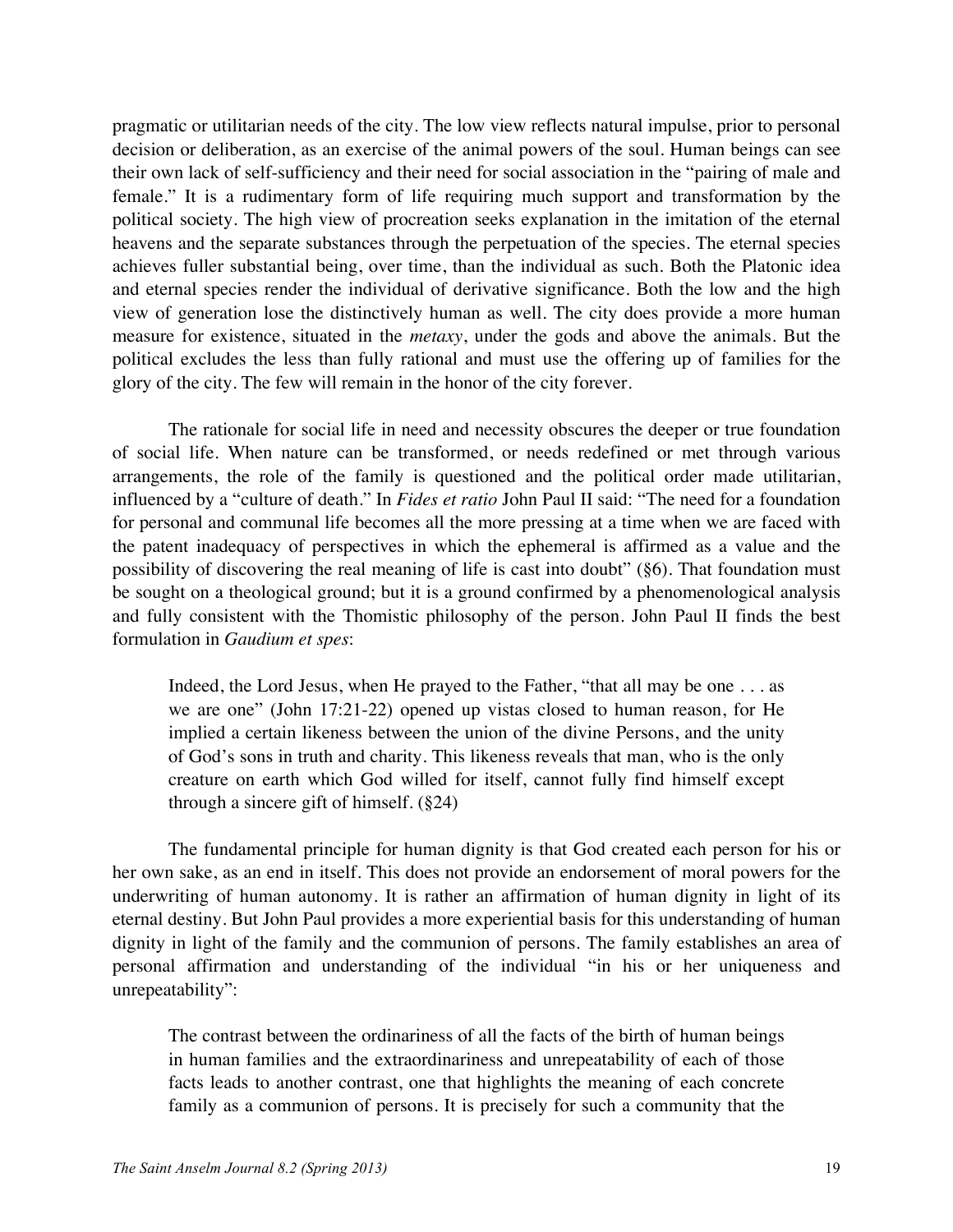pragmatic or utilitarian needs of the city. The low view reflects natural impulse, prior to personal decision or deliberation, as an exercise of the animal powers of the soul. Human beings can see their own lack of self-sufficiency and their need for social association in the "pairing of male and female." It is a rudimentary form of life requiring much support and transformation by the political society. The high view of procreation seeks explanation in the imitation of the eternal heavens and the separate substances through the perpetuation of the species. The eternal species achieves fuller substantial being, over time, than the individual as such. Both the Platonic idea and eternal species render the individual of derivative significance. Both the low and the high view of generation lose the distinctively human as well. The city does provide a more human measure for existence, situated in the *metaxy*, under the gods and above the animals. But the political excludes the less than fully rational and must use the offering up of families for the glory of the city. The few will remain in the honor of the city forever.

The rationale for social life in need and necessity obscures the deeper or true foundation of social life. When nature can be transformed, or needs redefined or met through various arrangements, the role of the family is questioned and the political order made utilitarian, influenced by a "culture of death." In *Fides et ratio* John Paul II said: "The need for a foundation for personal and communal life becomes all the more pressing at a time when we are faced with the patent inadequacy of perspectives in which the ephemeral is affirmed as a value and the possibility of discovering the real meaning of life is cast into doubt" (§6). That foundation must be sought on a theological ground; but it is a ground confirmed by a phenomenological analysis and fully consistent with the Thomistic philosophy of the person. John Paul II finds the best formulation in *Gaudium et spes*:

> Indeed, the Lord Jesus, when He prayed to the Father, "that all may be one . . . as we are one" (John 17:21-22) opened up vistas closed to human reason, for He implied a certain likeness between the union of the divine Persons, and the unity of God's sons in truth and charity. This likeness reveals that man, who is the only creature on earth which God willed for itself, cannot fully find himself except through a sincere gift of himself. (§24)

The fundamental principle for human dignity is that God created each person for his or her own sake, as an end in itself. This does not provide an endorsement of moral powers for the underwriting of human autonomy. It is rather an affirmation of human dignity in light of its eternal destiny. But John Paul provides a more experiential basis for this understanding of human dignity in light of the family and the communion of persons. The family establishes an area of personal affirmation and understanding of the individual "in his or her uniqueness and unrepeatability":

> The contrast between the ordinariness of all the facts of the birth of human beings in human families and the extraordinariness and unrepeatability of each of those facts leads to another contrast, one that highlights the meaning of each concrete family as a communion of persons. It is precisely for such a community that the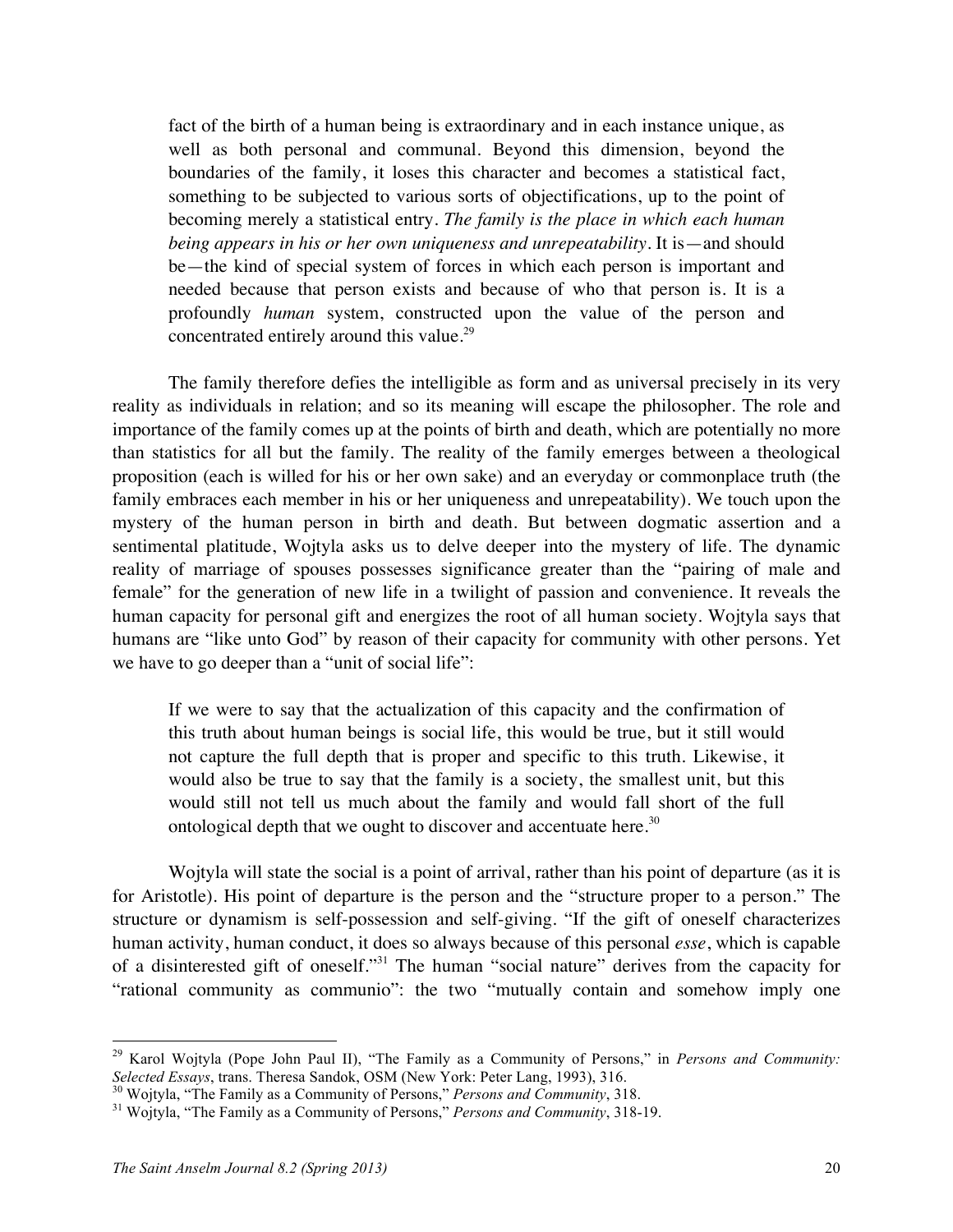> fact of the birth of a human being is extraordinary and in each instance unique, as well as both personal and communal. Beyond this dimension, beyond the boundaries of the family, it loses this character and becomes a statistical fact, something to be subjected to various sorts of objectifications, up to the point of becoming merely a statistical entry. *The family is the place in which each human being appears in his or her own uniqueness and unrepeatability*. It is—and should be—the kind of special system of forces in which each person is important and needed because that person exists and because of who that person is. It is a profoundly *human* system, constructed upon the value of the person and concentrated entirely around this value.[29]

The family therefore defies the intelligible as form and as universal precisely in its very reality as individuals in relation; and so its meaning will escape the philosopher. The role and importance of the family comes up at the points of birth and death, which are potentially no more than statistics for all but the family. The reality of the family emerges between a theological proposition (each is willed for his or her own sake) and an everyday or commonplace truth (the family embraces each member in his or her uniqueness and unrepeatability). We touch upon the mystery of the human person in birth and death. But between dogmatic assertion and a sentimental platitude, Wojtyla asks us to delve deeper into the mystery of life. The dynamic reality of marriage of spouses possesses significance greater than the "pairing of male and female" for the generation of new life in a twilight of passion and convenience. It reveals the human capacity for personal gift and energizes the root of all human society. Wojtyla says that humans are "like unto God" by reason of their capacity for community with other persons. Yet we have to go deeper than a "unit of social life":

> If we were to say that the actualization of this capacity and the confirmation of this truth about human beings is social life, this would be true, but it still would not capture the full depth that is proper and specific to this truth. Likewise, it would also be true to say that the family is a society, the smallest unit, but this would still not tell us much about the family and would fall short of the full ontological depth that we ought to discover and accentuate here.[30]

Wojtyla will state the social is a point of arrival, rather than his point of departure (as it is for Aristotle). His point of departure is the person and the "structure proper to a person." The structure or dynamism is self-possession and self-giving. "If the gift of oneself characterizes human activity, human conduct, it does so always because of this personal *esse*, which is capable of a disinterested gift of oneself."[31] The human "social nature" derives from the capacity for "rational community as communio": the two "mutually contain and somehow imply one

---

[29] Karol Wojtyla (Pope John Paul II), "The Family as a Community of Persons," in *Persons and Community: Selected Essays*, trans. Theresa Sandok, OSM (New York: Peter Lang, 1993), 316.

[30] Wojtyla, "The Family as a Community of Persons," *Persons and Community*, 318.

[31] Wojtyla, "The Family as a Community of Persons," *Persons and Community*, 318-19.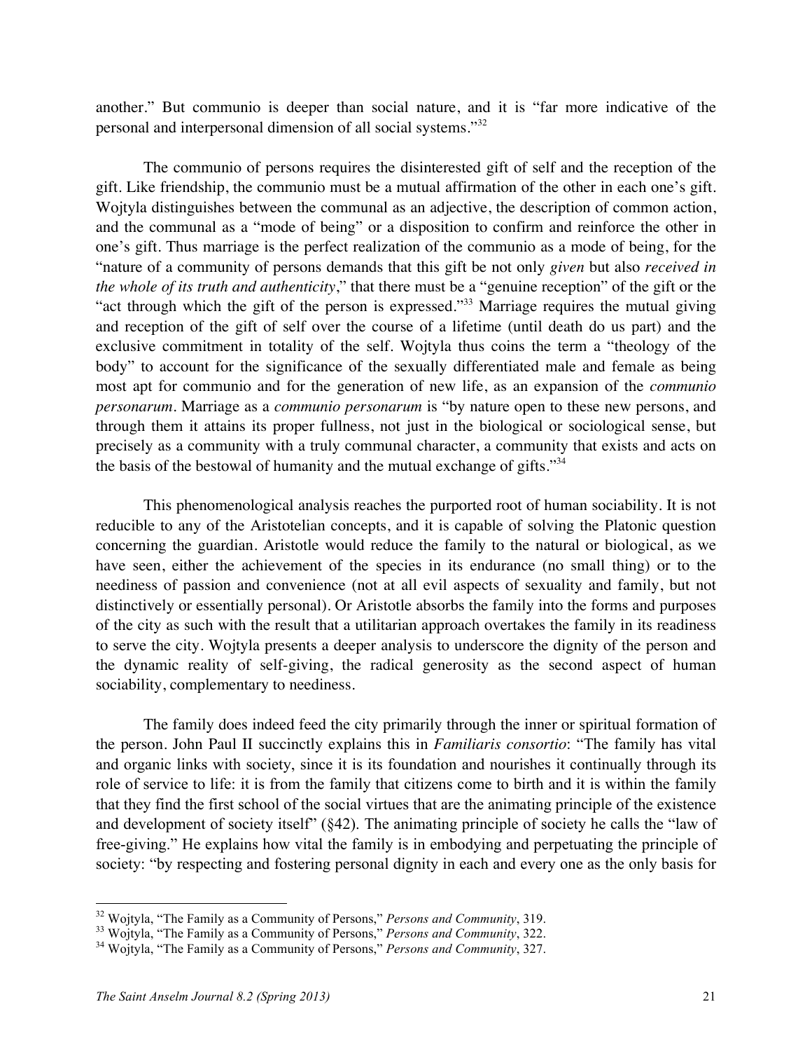another." But communio is deeper than social nature, and it is "far more indicative of the personal and interpersonal dimension of all social systems."[32]

The communio of persons requires the disinterested gift of self and the reception of the gift. Like friendship, the communio must be a mutual affirmation of the other in each one's gift. Wojtyla distinguishes between the communal as an adjective, the description of common action, and the communal as a "mode of being" or a disposition to confirm and reinforce the other in one's gift. Thus marriage is the perfect realization of the communio as a mode of being, for the "nature of a community of persons demands that this gift be not only *given* but also *received in the whole of its truth and authenticity*," that there must be a "genuine reception" of the gift or the "act through which the gift of the person is expressed."[33] Marriage requires the mutual giving and reception of the gift of self over the course of a lifetime (until death do us part) and the exclusive commitment in totality of the self. Wojtyla thus coins the term a "theology of the body" to account for the significance of the sexually differentiated male and female as being most apt for communio and for the generation of new life, as an expansion of the *communio personarum*. Marriage as a *communio personarum* is "by nature open to these new persons, and through them it attains its proper fullness, not just in the biological or sociological sense, but precisely as a community with a truly communal character, a community that exists and acts on the basis of the bestowal of humanity and the mutual exchange of gifts."[34]

This phenomenological analysis reaches the purported root of human sociability. It is not reducible to any of the Aristotelian concepts, and it is capable of solving the Platonic question concerning the guardian. Aristotle would reduce the family to the natural or biological, as we have seen, either the achievement of the species in its endurance (no small thing) or to the neediness of passion and convenience (not at all evil aspects of sexuality and family, but not distinctively or essentially personal). Or Aristotle absorbs the family into the forms and purposes of the city as such with the result that a utilitarian approach overtakes the family in its readiness to serve the city. Wojtyla presents a deeper analysis to underscore the dignity of the person and the dynamic reality of self-giving, the radical generosity as the second aspect of human sociability, complementary to neediness.

The family does indeed feed the city primarily through the inner or spiritual formation of the person. John Paul II succinctly explains this in *Familiaris consortio*: "The family has vital and organic links with society, since it is its foundation and nourishes it continually through its role of service to life: it is from the family that citizens come to birth and it is within the family that they find the first school of the social virtues that are the animating principle of the existence and development of society itself" (§42). The animating principle of society he calls the "law of free-giving." He explains how vital the family is in embodying and perpetuating the principle of society: "by respecting and fostering personal dignity in each and every one as the only basis for

---

[32] Wojtyla, "The Family as a Community of Persons," *Persons and Community*, 319.

[33] Wojtyla, "The Family as a Community of Persons," *Persons and Community*, 322.

[34] Wojtyla, "The Family as a Community of Persons," *Persons and Community*, 327.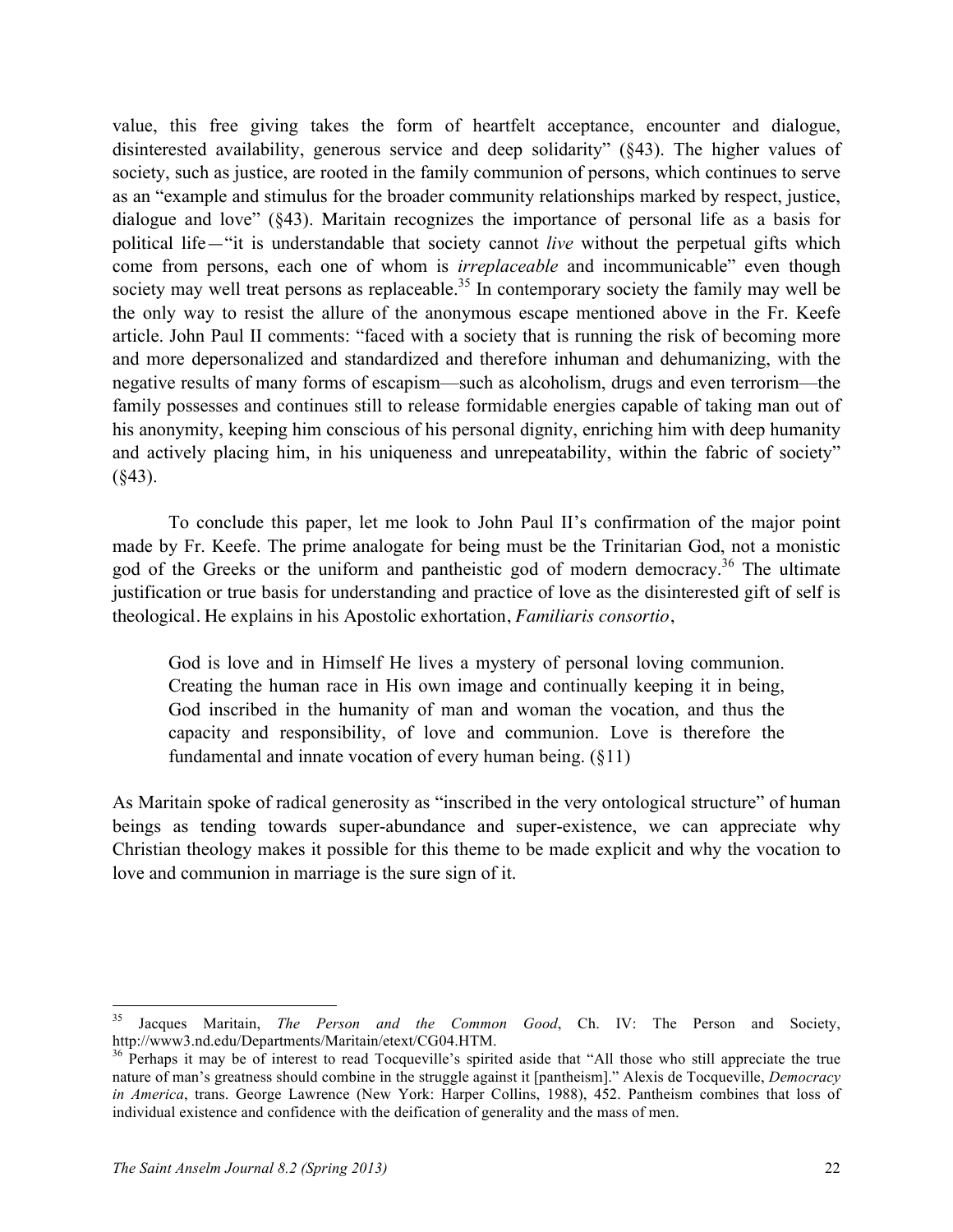value, this free giving takes the form of heartfelt acceptance, encounter and dialogue, disinterested availability, generous service and deep solidarity" (§43). The higher values of society, such as justice, are rooted in the family communion of persons, which continues to serve as an "example and stimulus for the broader community relationships marked by respect, justice, dialogue and love" (§43). Maritain recognizes the importance of personal life as a basis for political life—"it is understandable that society cannot *live* without the perpetual gifts which come from persons, each one of whom is *irreplaceable* and incommunicable" even though society may well treat persons as replaceable.[35] In contemporary society the family may well be the only way to resist the allure of the anonymous escape mentioned above in the Fr. Keefe article. John Paul II comments: "faced with a society that is running the risk of becoming more and more depersonalized and standardized and therefore inhuman and dehumanizing, with the negative results of many forms of escapism—such as alcoholism, drugs and even terrorism—the family possesses and continues still to release formidable energies capable of taking man out of his anonymity, keeping him conscious of his personal dignity, enriching him with deep humanity and actively placing him, in his uniqueness and unrepeatability, within the fabric of society" (§43).

To conclude this paper, let me look to John Paul II's confirmation of the major point made by Fr. Keefe. The prime analogate for being must be the Trinitarian God, not a monistic god of the Greeks or the uniform and pantheistic god of modern democracy.[36] The ultimate justification or true basis for understanding and practice of love as the disinterested gift of self is theological. He explains in his Apostolic exhortation, *Familiaris consortio*,

> God is love and in Himself He lives a mystery of personal loving communion. Creating the human race in His own image and continually keeping it in being, God inscribed in the humanity of man and woman the vocation, and thus the capacity and responsibility, of love and communion. Love is therefore the fundamental and innate vocation of every human being. (§11)

As Maritain spoke of radical generosity as "inscribed in the very ontological structure" of human beings as tending towards super-abundance and super-existence, we can appreciate why Christian theology makes it possible for this theme to be made explicit and why the vocation to love and communion in marriage is the sure sign of it.

---

[35] Jacques Maritain, *The Person and the Common Good*, Ch. IV: The Person and Society, http://www3.nd.edu/Departments/Maritain/etext/CG04.HTM.

[36] Perhaps it may be of interest to read Tocqueville's spirited aside that "All those who still appreciate the true nature of man's greatness should combine in the struggle against it [pantheism]." Alexis de Tocqueville, *Democracy in America*, trans. George Lawrence (New York: Harper Collins, 1988), 452. Pantheism combines that loss of individual existence and confidence with the deification of generality and the mass of men.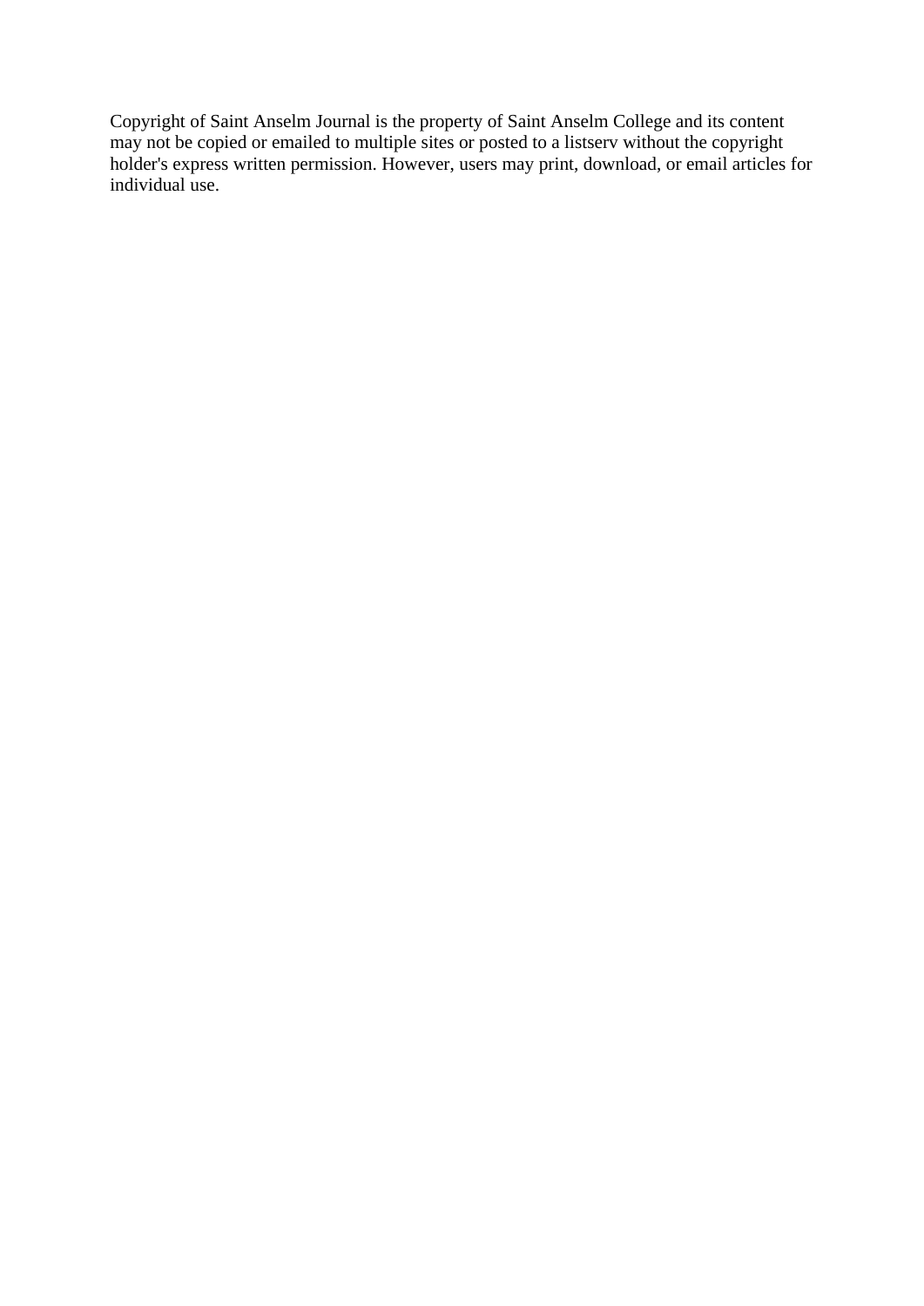Copyright of Saint Anselm Journal is the property of Saint Anselm College and its content may not be copied or emailed to multiple sites or posted to a listserv without the copyright holder's express written permission. However, users may print, download, or email articles for individual use.